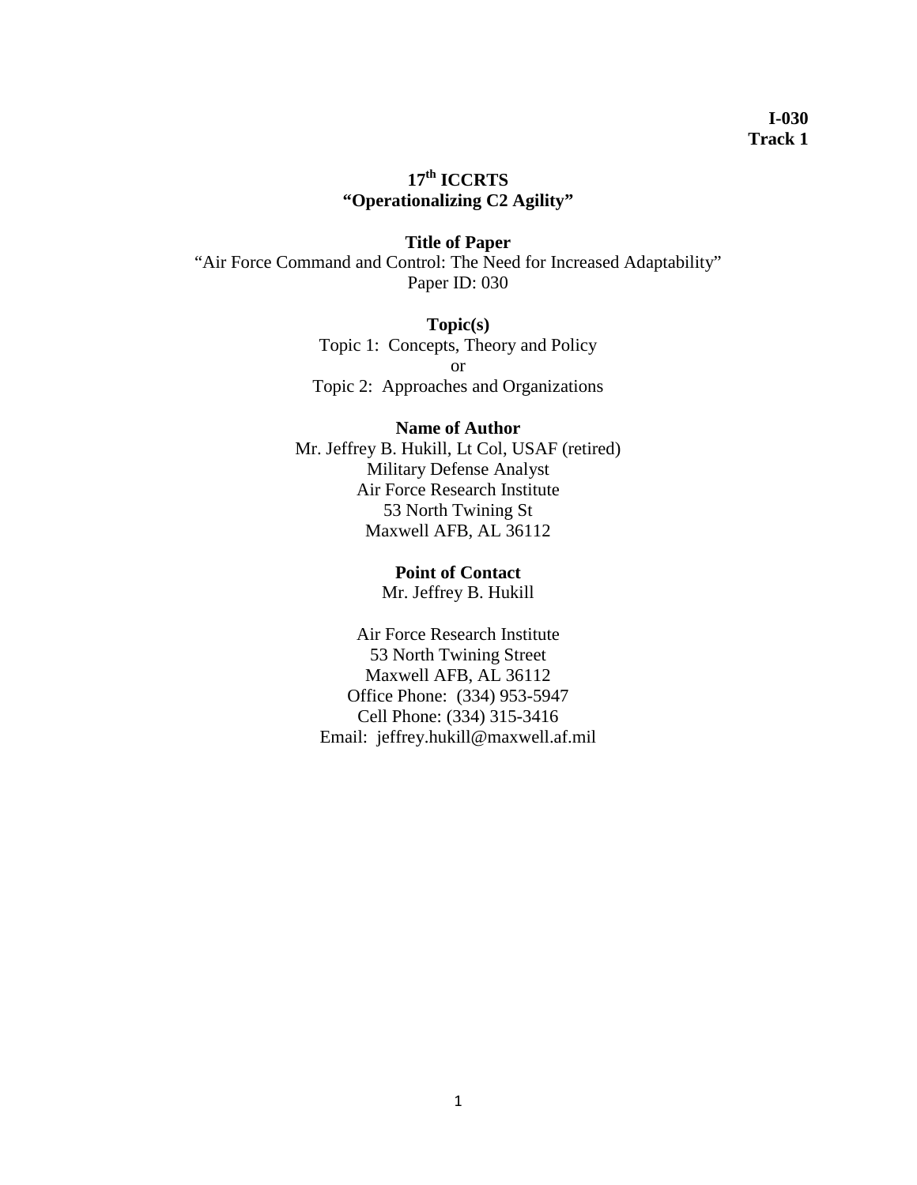**I-030**
**Track 1**

**17th ICCRTS**
**"Operationalizing C2 Agility"**

**Title of Paper**
"Air Force Command and Control: The Need for Increased Adaptability"
Paper ID: 030

**Topic(s)**
Topic 1: Concepts, Theory and Policy
or
Topic 2: Approaches and Organizations

**Name of Author**
Mr. Jeffrey B. Hukill, Lt Col, USAF (retired)
Military Defense Analyst
Air Force Research Institute
53 North Twining St
Maxwell AFB, AL 36112

**Point of Contact**
Mr. Jeffrey B. Hukill

Air Force Research Institute
53 North Twining Street
Maxwell AFB, AL 36112
Office Phone: (334) 953-5947
Cell Phone: (334) 315-3416
Email: jeffrey.hukill@maxwell.af.mil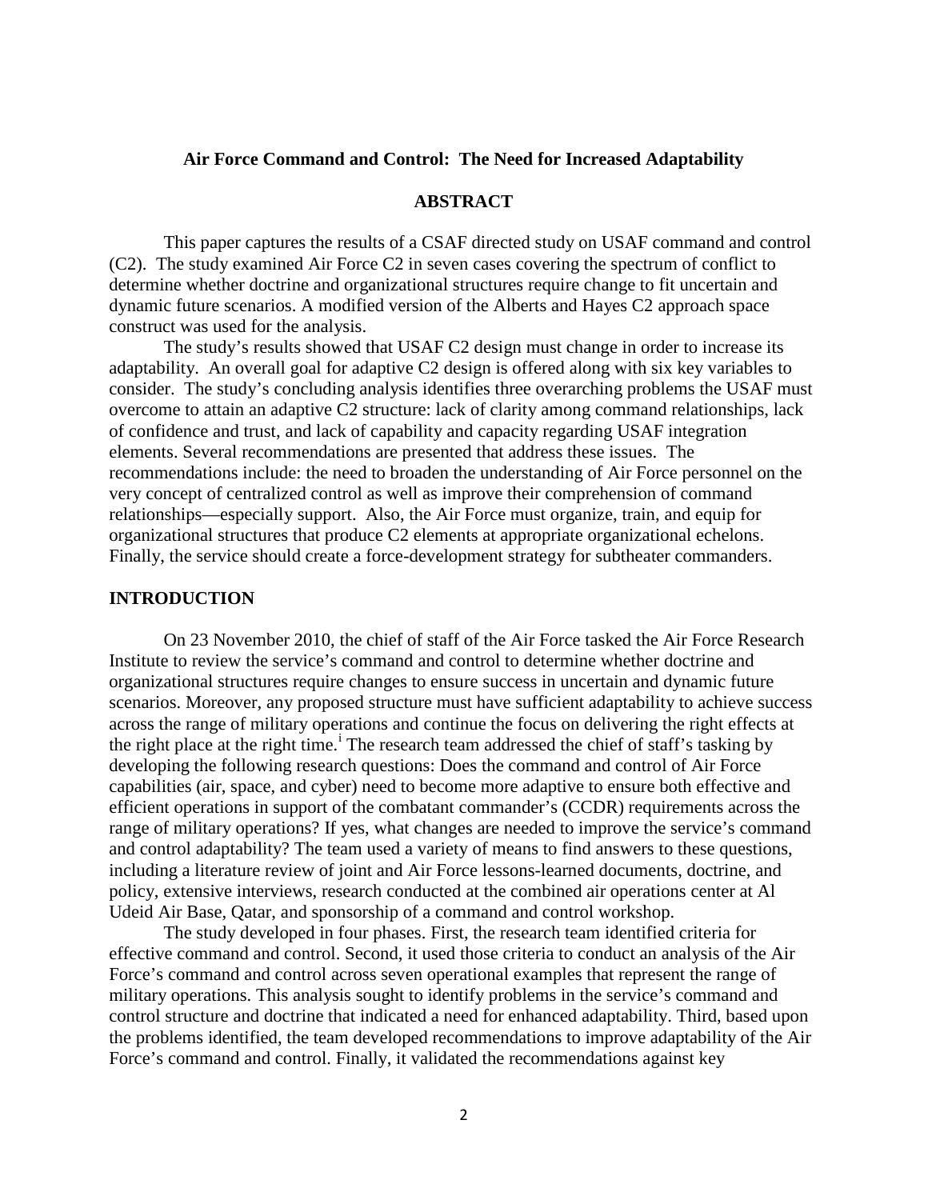**Air Force Command and Control: The Need for Increased Adaptability**

**ABSTRACT**

This paper captures the results of a CSAF directed study on USAF command and control (C2). The study examined Air Force C2 in seven cases covering the spectrum of conflict to determine whether doctrine and organizational structures require change to fit uncertain and dynamic future scenarios. A modified version of the Alberts and Hayes C2 approach space construct was used for the analysis.

The study's results showed that USAF C2 design must change in order to increase its adaptability. An overall goal for adaptive C2 design is offered along with six key variables to consider. The study's concluding analysis identifies three overarching problems the USAF must overcome to attain an adaptive C2 structure: lack of clarity among command relationships, lack of confidence and trust, and lack of capability and capacity regarding USAF integration elements. Several recommendations are presented that address these issues. The recommendations include: the need to broaden the understanding of Air Force personnel on the very concept of centralized control as well as improve their comprehension of command relationships—especially support. Also, the Air Force must organize, train, and equip for organizational structures that produce C2 elements at appropriate organizational echelons. Finally, the service should create a force-development strategy for subtheater commanders.

## INTRODUCTION

On 23 November 2010, the chief of staff of the Air Force tasked the Air Force Research Institute to review the service's command and control to determine whether doctrine and organizational structures require changes to ensure success in uncertain and dynamic future scenarios. Moreover, any proposed structure must have sufficient adaptability to achieve success across the range of military operations and continue the focus on delivering the right effects at the right place at the right time.[i] The research team addressed the chief of staff's tasking by developing the following research questions: Does the command and control of Air Force capabilities (air, space, and cyber) need to become more adaptive to ensure both effective and efficient operations in support of the combatant commander's (CCDR) requirements across the range of military operations? If yes, what changes are needed to improve the service's command and control adaptability? The team used a variety of means to find answers to these questions, including a literature review of joint and Air Force lessons-learned documents, doctrine, and policy, extensive interviews, research conducted at the combined air operations center at Al Udeid Air Base, Qatar, and sponsorship of a command and control workshop.

The study developed in four phases. First, the research team identified criteria for effective command and control. Second, it used those criteria to conduct an analysis of the Air Force's command and control across seven operational examples that represent the range of military operations. This analysis sought to identify problems in the service's command and control structure and doctrine that indicated a need for enhanced adaptability. Third, based upon the problems identified, the team developed recommendations to improve adaptability of the Air Force's command and control. Finally, it validated the recommendations against key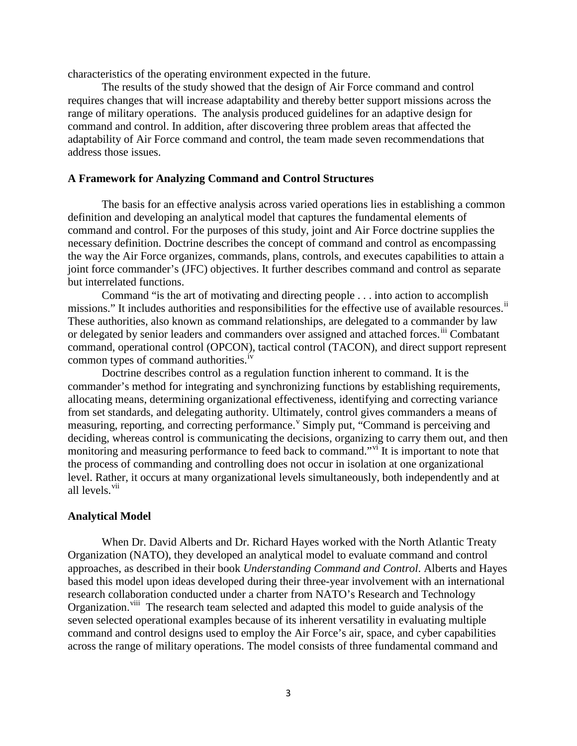characteristics of the operating environment expected in the future.

The results of the study showed that the design of Air Force command and control requires changes that will increase adaptability and thereby better support missions across the range of military operations. The analysis produced guidelines for an adaptive design for command and control. In addition, after discovering three problem areas that affected the adaptability of Air Force command and control, the team made seven recommendations that address those issues.

**A Framework for Analyzing Command and Control Structures**

The basis for an effective analysis across varied operations lies in establishing a common definition and developing an analytical model that captures the fundamental elements of command and control. For the purposes of this study, joint and Air Force doctrine supplies the necessary definition. Doctrine describes the concept of command and control as encompassing the way the Air Force organizes, commands, plans, controls, and executes capabilities to attain a joint force commander's (JFC) objectives. It further describes command and control as separate but interrelated functions.

Command "is the art of motivating and directing people . . . into action to accomplish missions." It includes authorities and responsibilities for the effective use of available resources.[ii] These authorities, also known as command relationships, are delegated to a commander by law or delegated by senior leaders and commanders over assigned and attached forces.[iii] Combatant command, operational control (OPCON), tactical control (TACON), and direct support represent common types of command authorities.[iv]

Doctrine describes control as a regulation function inherent to command. It is the commander's method for integrating and synchronizing functions by establishing requirements, allocating means, determining organizational effectiveness, identifying and correcting variance from set standards, and delegating authority. Ultimately, control gives commanders a means of measuring, reporting, and correcting performance.[v] Simply put, "Command is perceiving and deciding, whereas control is communicating the decisions, organizing to carry them out, and then monitoring and measuring performance to feed back to command."[vi] It is important to note that the process of commanding and controlling does not occur in isolation at one organizational level. Rather, it occurs at many organizational levels simultaneously, both independently and at all levels.[vii]

**Analytical Model**

When Dr. David Alberts and Dr. Richard Hayes worked with the North Atlantic Treaty Organization (NATO), they developed an analytical model to evaluate command and control approaches, as described in their book *Understanding Command and Control*. Alberts and Hayes based this model upon ideas developed during their three-year involvement with an international research collaboration conducted under a charter from NATO's Research and Technology Organization.[viii] The research team selected and adapted this model to guide analysis of the seven selected operational examples because of its inherent versatility in evaluating multiple command and control designs used to employ the Air Force's air, space, and cyber capabilities across the range of military operations. The model consists of three fundamental command and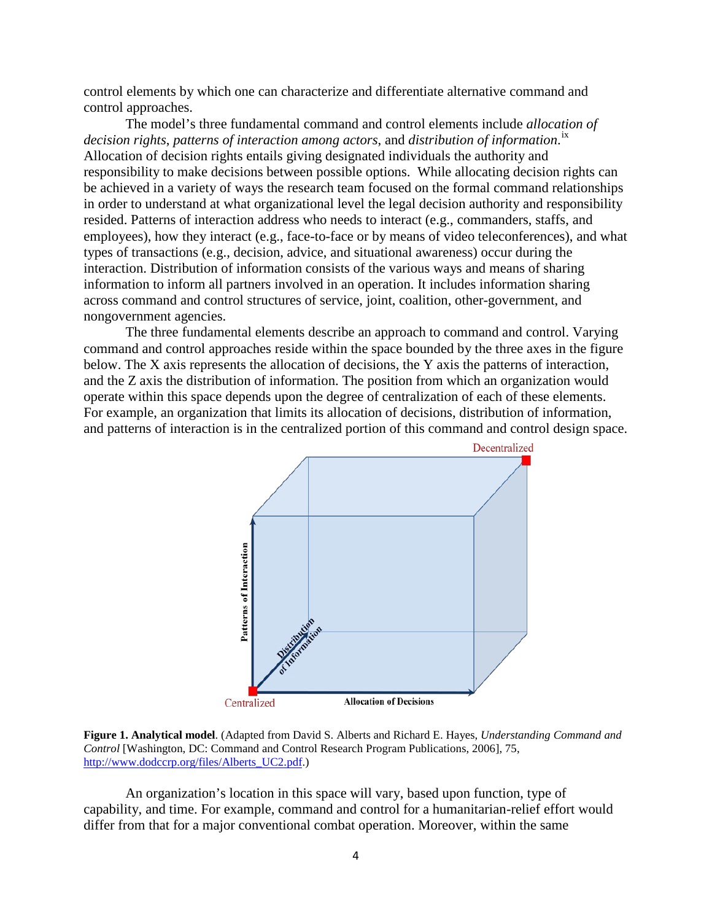control elements by which one can characterize and differentiate alternative command and control approaches.

The model's three fundamental command and control elements include *allocation of decision rights*, *patterns of interaction among actors*, and *distribution of information*.[ix] Allocation of decision rights entails giving designated individuals the authority and responsibility to make decisions between possible options. While allocating decision rights can be achieved in a variety of ways the research team focused on the formal command relationships in order to understand at what organizational level the legal decision authority and responsibility resided. Patterns of interaction address who needs to interact (e.g., commanders, staffs, and employees), how they interact (e.g., face-to-face or by means of video teleconferences), and what types of transactions (e.g., decision, advice, and situational awareness) occur during the interaction. Distribution of information consists of the various ways and means of sharing information to inform all partners involved in an operation. It includes information sharing across command and control structures of service, joint, coalition, other-government, and nongovernment agencies.

The three fundamental elements describe an approach to command and control. Varying command and control approaches reside within the space bounded by the three axes in the figure below. The X axis represents the allocation of decisions, the Y axis the patterns of interaction, and the Z axis the distribution of information. The position from which an organization would operate within this space depends upon the degree of centralization of each of these elements. For example, an organization that limits its allocation of decisions, distribution of information, and patterns of interaction is in the centralized portion of this command and control design space.

**Figure 1. Analytical model**. (Adapted from David S. Alberts and Richard E. Hayes, *Understanding Command and Control* [Washington, DC: Command and Control Research Program Publications, 2006], 75, http://www.dodccrp.org/files/Alberts_UC2.pdf.)

An organization's location in this space will vary, based upon function, type of capability, and time. For example, command and control for a humanitarian-relief effort would differ from that for a major conventional combat operation. Moreover, within the same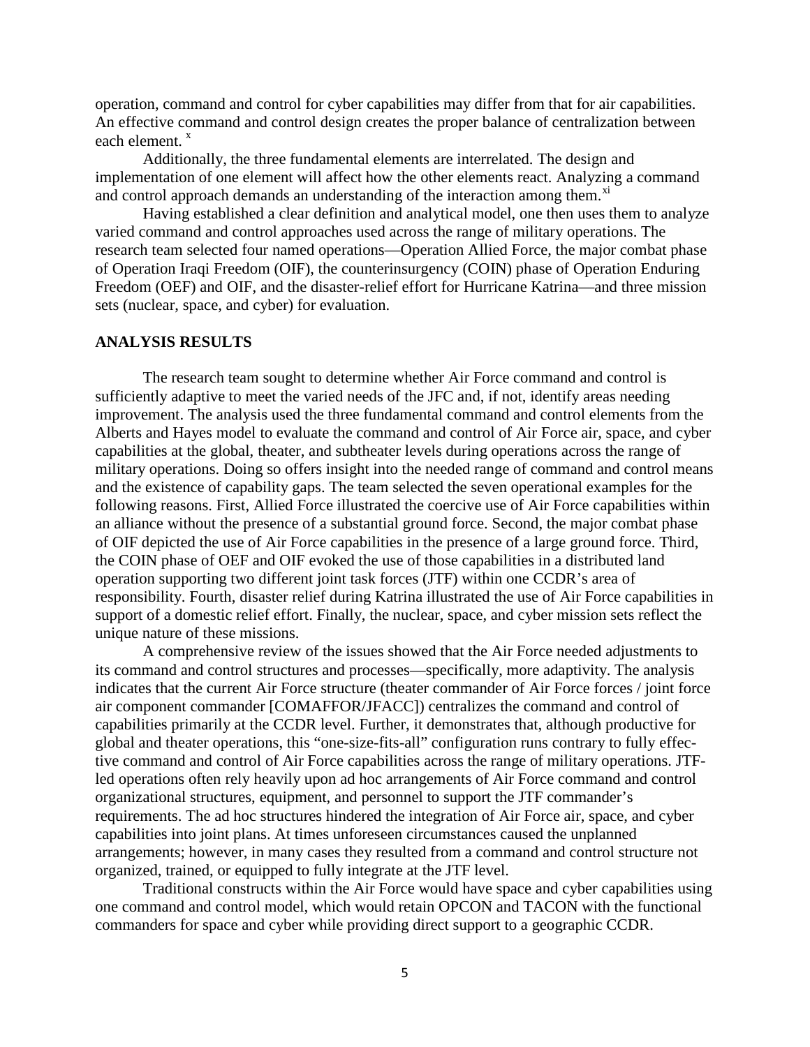operation, command and control for cyber capabilities may differ from that for air capabilities. An effective command and control design creates the proper balance of centralization between each element. [x]

Additionally, the three fundamental elements are interrelated. The design and implementation of one element will affect how the other elements react. Analyzing a command and control approach demands an understanding of the interaction among them.[xi]

Having established a clear definition and analytical model, one then uses them to analyze varied command and control approaches used across the range of military operations. The research team selected four named operations—Operation Allied Force, the major combat phase of Operation Iraqi Freedom (OIF), the counterinsurgency (COIN) phase of Operation Enduring Freedom (OEF) and OIF, and the disaster-relief effort for Hurricane Katrina—and three mission sets (nuclear, space, and cyber) for evaluation.

## ANALYSIS RESULTS

The research team sought to determine whether Air Force command and control is sufficiently adaptive to meet the varied needs of the JFC and, if not, identify areas needing improvement. The analysis used the three fundamental command and control elements from the Alberts and Hayes model to evaluate the command and control of Air Force air, space, and cyber capabilities at the global, theater, and subtheater levels during operations across the range of military operations. Doing so offers insight into the needed range of command and control means and the existence of capability gaps. The team selected the seven operational examples for the following reasons. First, Allied Force illustrated the coercive use of Air Force capabilities within an alliance without the presence of a substantial ground force. Second, the major combat phase of OIF depicted the use of Air Force capabilities in the presence of a large ground force. Third, the COIN phase of OEF and OIF evoked the use of those capabilities in a distributed land operation supporting two different joint task forces (JTF) within one CCDR's area of responsibility. Fourth, disaster relief during Katrina illustrated the use of Air Force capabilities in support of a domestic relief effort. Finally, the nuclear, space, and cyber mission sets reflect the unique nature of these missions.

A comprehensive review of the issues showed that the Air Force needed adjustments to its command and control structures and processes—specifically, more adaptivity. The analysis indicates that the current Air Force structure (theater commander of Air Force forces / joint force air component commander [COMAFFOR/JFACC]) centralizes the command and control of capabilities primarily at the CCDR level. Further, it demonstrates that, although productive for global and theater operations, this "one-size-fits-all" configuration runs contrary to fully effective command and control of Air Force capabilities across the range of military operations. JTF-led operations often rely heavily upon ad hoc arrangements of Air Force command and control organizational structures, equipment, and personnel to support the JTF commander's requirements. The ad hoc structures hindered the integration of Air Force air, space, and cyber capabilities into joint plans. At times unforeseen circumstances caused the unplanned arrangements; however, in many cases they resulted from a command and control structure not organized, trained, or equipped to fully integrate at the JTF level.

Traditional constructs within the Air Force would have space and cyber capabilities using one command and control model, which would retain OPCON and TACON with the functional commanders for space and cyber while providing direct support to a geographic CCDR.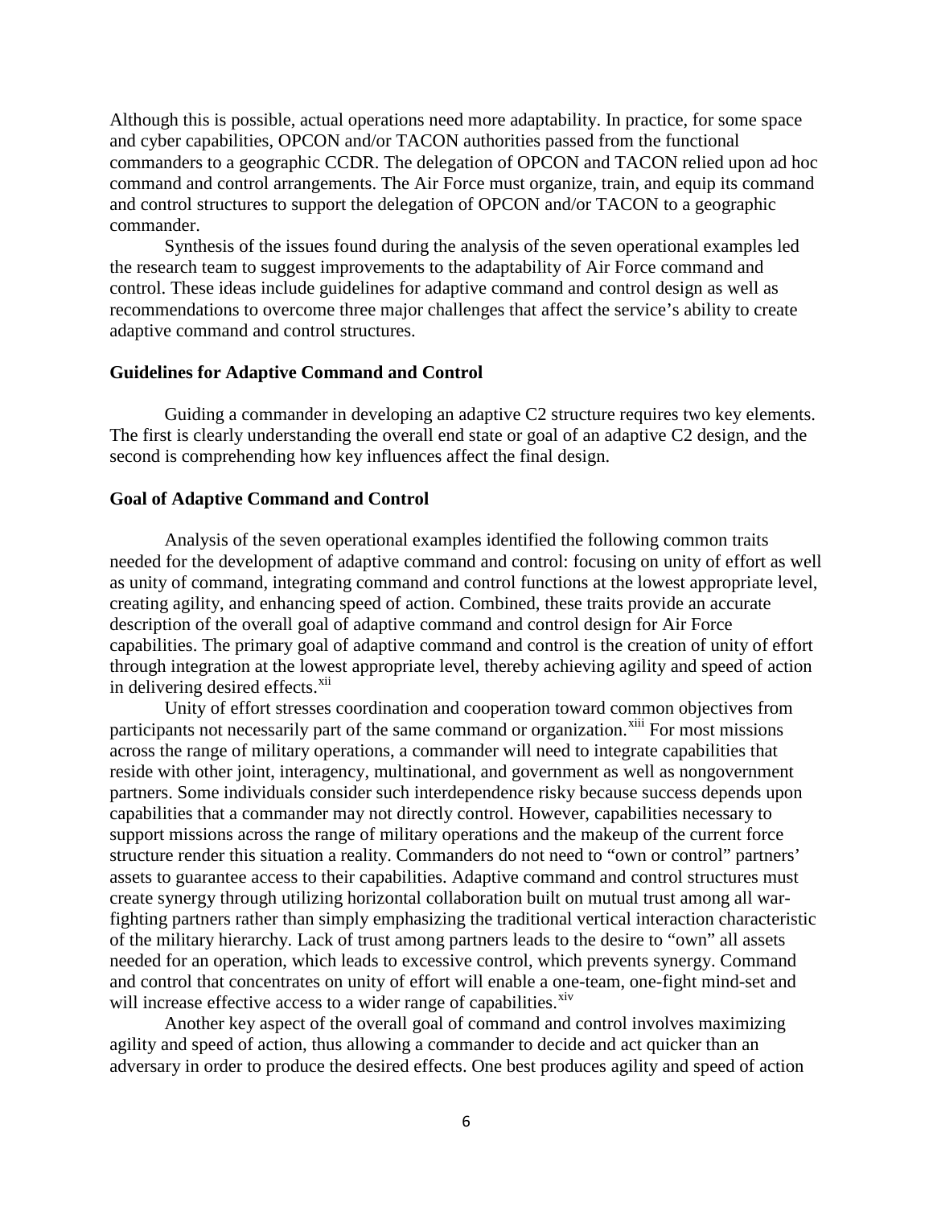Although this is possible, actual operations need more adaptability. In practice, for some space and cyber capabilities, OPCON and/or TACON authorities passed from the functional commanders to a geographic CCDR. The delegation of OPCON and TACON relied upon ad hoc command and control arrangements. The Air Force must organize, train, and equip its command and control structures to support the delegation of OPCON and/or TACON to a geographic commander.

Synthesis of the issues found during the analysis of the seven operational examples led the research team to suggest improvements to the adaptability of Air Force command and control. These ideas include guidelines for adaptive command and control design as well as recommendations to overcome three major challenges that affect the service's ability to create adaptive command and control structures.

**Guidelines for Adaptive Command and Control**

Guiding a commander in developing an adaptive C2 structure requires two key elements. The first is clearly understanding the overall end state or goal of an adaptive C2 design, and the second is comprehending how key influences affect the final design.

**Goal of Adaptive Command and Control**

Analysis of the seven operational examples identified the following common traits needed for the development of adaptive command and control: focusing on unity of effort as well as unity of command, integrating command and control functions at the lowest appropriate level, creating agility, and enhancing speed of action. Combined, these traits provide an accurate description of the overall goal of adaptive command and control design for Air Force capabilities. The primary goal of adaptive command and control is the creation of unity of effort through integration at the lowest appropriate level, thereby achieving agility and speed of action in delivering desired effects.[xii]

Unity of effort stresses coordination and cooperation toward common objectives from participants not necessarily part of the same command or organization.[xiii] For most missions across the range of military operations, a commander will need to integrate capabilities that reside with other joint, interagency, multinational, and government as well as nongovernment partners. Some individuals consider such interdependence risky because success depends upon capabilities that a commander may not directly control. However, capabilities necessary to support missions across the range of military operations and the makeup of the current force structure render this situation a reality. Commanders do not need to "own or control" partners' assets to guarantee access to their capabilities. Adaptive command and control structures must create synergy through utilizing horizontal collaboration built on mutual trust among all war-fighting partners rather than simply emphasizing the traditional vertical interaction characteristic of the military hierarchy. Lack of trust among partners leads to the desire to "own" all assets needed for an operation, which leads to excessive control, which prevents synergy. Command and control that concentrates on unity of effort will enable a one-team, one-fight mind-set and will increase effective access to a wider range of capabilities.[xiv]

Another key aspect of the overall goal of command and control involves maximizing agility and speed of action, thus allowing a commander to decide and act quicker than an adversary in order to produce the desired effects. One best produces agility and speed of action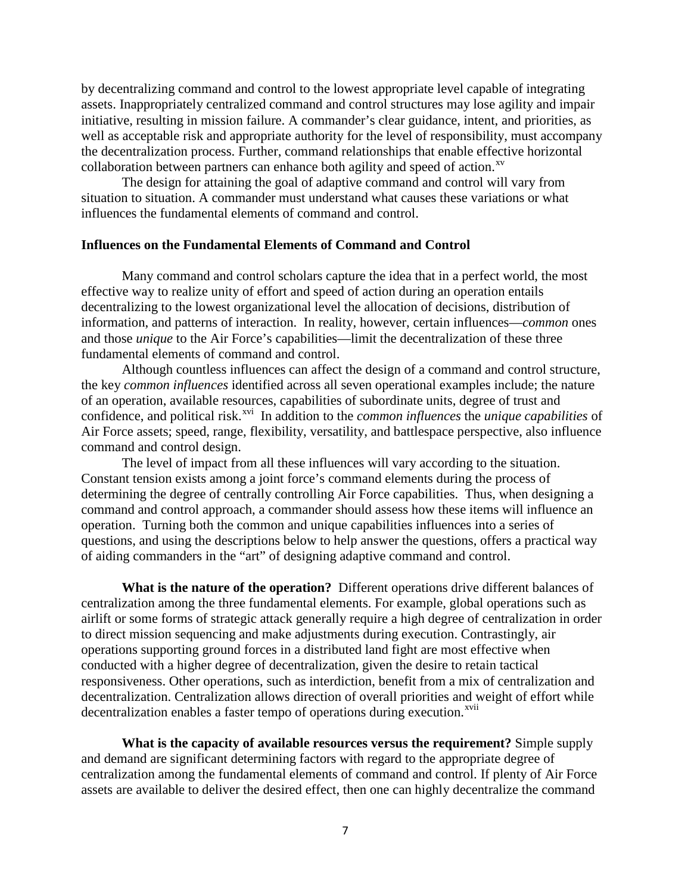by decentralizing command and control to the lowest appropriate level capable of integrating assets. Inappropriately centralized command and control structures may lose agility and impair initiative, resulting in mission failure. A commander's clear guidance, intent, and priorities, as well as acceptable risk and appropriate authority for the level of responsibility, must accompany the decentralization process. Further, command relationships that enable effective horizontal collaboration between partners can enhance both agility and speed of action.[xv]

The design for attaining the goal of adaptive command and control will vary from situation to situation. A commander must understand what causes these variations or what influences the fundamental elements of command and control.

### Influences on the Fundamental Elements of Command and Control

Many command and control scholars capture the idea that in a perfect world, the most effective way to realize unity of effort and speed of action during an operation entails decentralizing to the lowest organizational level the allocation of decisions, distribution of information, and patterns of interaction. In reality, however, certain influences—*common* ones and those *unique* to the Air Force's capabilities—limit the decentralization of these three fundamental elements of command and control.

Although countless influences can affect the design of a command and control structure, the key *common influences* identified across all seven operational examples include; the nature of an operation, available resources, capabilities of subordinate units, degree of trust and confidence, and political risk.[xvi] In addition to the *common influences* the *unique capabilities* of Air Force assets; speed, range, flexibility, versatility, and battlespace perspective, also influence command and control design.

The level of impact from all these influences will vary according to the situation. Constant tension exists among a joint force's command elements during the process of determining the degree of centrally controlling Air Force capabilities. Thus, when designing a command and control approach, a commander should assess how these items will influence an operation. Turning both the common and unique capabilities influences into a series of questions, and using the descriptions below to help answer the questions, offers a practical way of aiding commanders in the "art" of designing adaptive command and control.

**What is the nature of the operation?** Different operations drive different balances of centralization among the three fundamental elements. For example, global operations such as airlift or some forms of strategic attack generally require a high degree of centralization in order to direct mission sequencing and make adjustments during execution. Contrastingly, air operations supporting ground forces in a distributed land fight are most effective when conducted with a higher degree of decentralization, given the desire to retain tactical responsiveness. Other operations, such as interdiction, benefit from a mix of centralization and decentralization. Centralization allows direction of overall priorities and weight of effort while decentralization enables a faster tempo of operations during execution.[xvii]

**What is the capacity of available resources versus the requirement?** Simple supply and demand are significant determining factors with regard to the appropriate degree of centralization among the fundamental elements of command and control. If plenty of Air Force assets are available to deliver the desired effect, then one can highly decentralize the command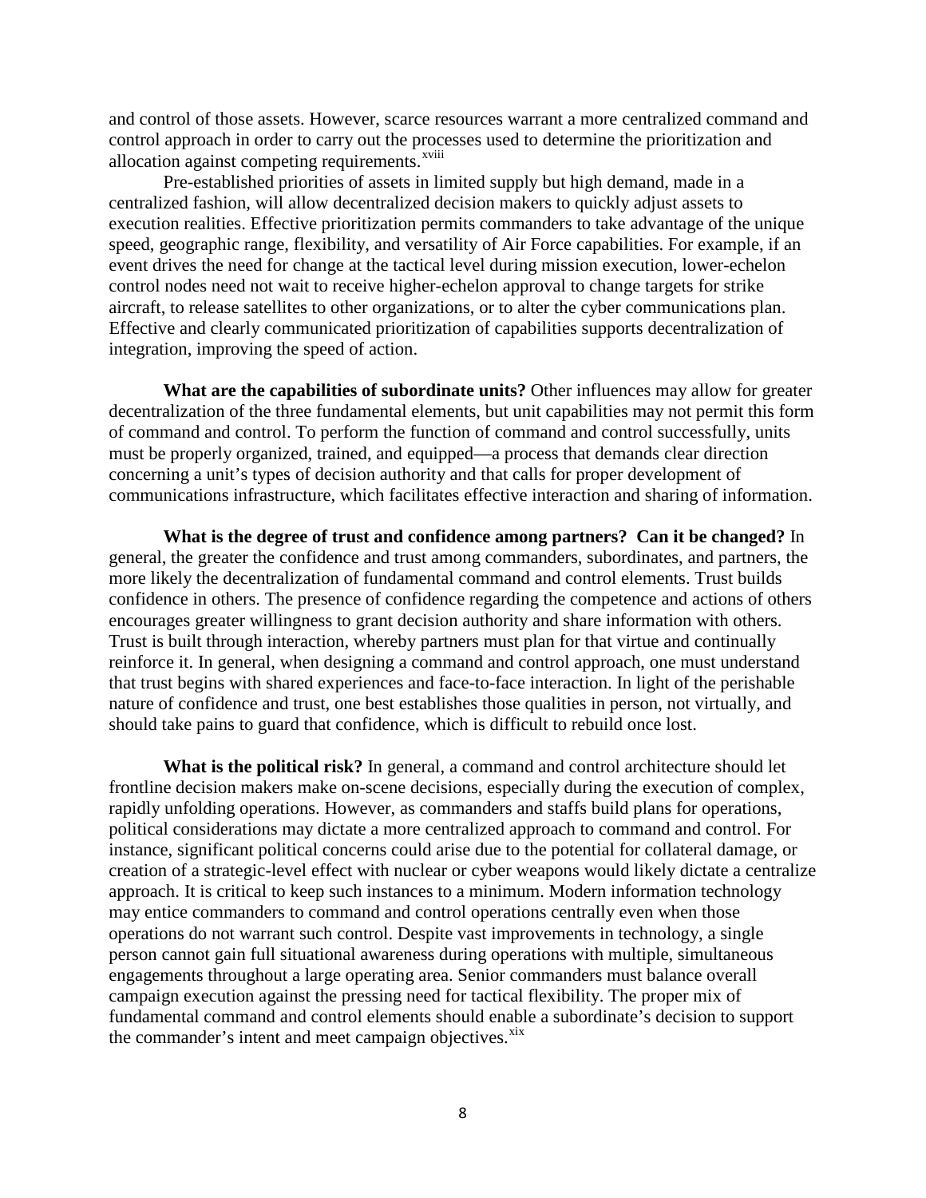and control of those assets. However, scarce resources warrant a more centralized command and control approach in order to carry out the processes used to determine the prioritization and allocation against competing requirements.[xviii]

Pre-established priorities of assets in limited supply but high demand, made in a centralized fashion, will allow decentralized decision makers to quickly adjust assets to execution realities. Effective prioritization permits commanders to take advantage of the unique speed, geographic range, flexibility, and versatility of Air Force capabilities. For example, if an event drives the need for change at the tactical level during mission execution, lower-echelon control nodes need not wait to receive higher-echelon approval to change targets for strike aircraft, to release satellites to other organizations, or to alter the cyber communications plan. Effective and clearly communicated prioritization of capabilities supports decentralization of integration, improving the speed of action.

**What are the capabilities of subordinate units?** Other influences may allow for greater decentralization of the three fundamental elements, but unit capabilities may not permit this form of command and control. To perform the function of command and control successfully, units must be properly organized, trained, and equipped—a process that demands clear direction concerning a unit's types of decision authority and that calls for proper development of communications infrastructure, which facilitates effective interaction and sharing of information.

**What is the degree of trust and confidence among partners? Can it be changed?** In general, the greater the confidence and trust among commanders, subordinates, and partners, the more likely the decentralization of fundamental command and control elements. Trust builds confidence in others. The presence of confidence regarding the competence and actions of others encourages greater willingness to grant decision authority and share information with others. Trust is built through interaction, whereby partners must plan for that virtue and continually reinforce it. In general, when designing a command and control approach, one must understand that trust begins with shared experiences and face-to-face interaction. In light of the perishable nature of confidence and trust, one best establishes those qualities in person, not virtually, and should take pains to guard that confidence, which is difficult to rebuild once lost.

**What is the political risk?** In general, a command and control architecture should let frontline decision makers make on-scene decisions, especially during the execution of complex, rapidly unfolding operations. However, as commanders and staffs build plans for operations, political considerations may dictate a more centralized approach to command and control. For instance, significant political concerns could arise due to the potential for collateral damage, or creation of a strategic-level effect with nuclear or cyber weapons would likely dictate a centralize approach. It is critical to keep such instances to a minimum. Modern information technology may entice commanders to command and control operations centrally even when those operations do not warrant such control. Despite vast improvements in technology, a single person cannot gain full situational awareness during operations with multiple, simultaneous engagements throughout a large operating area. Senior commanders must balance overall campaign execution against the pressing need for tactical flexibility. The proper mix of fundamental command and control elements should enable a subordinate's decision to support the commander's intent and meet campaign objectives.[xix]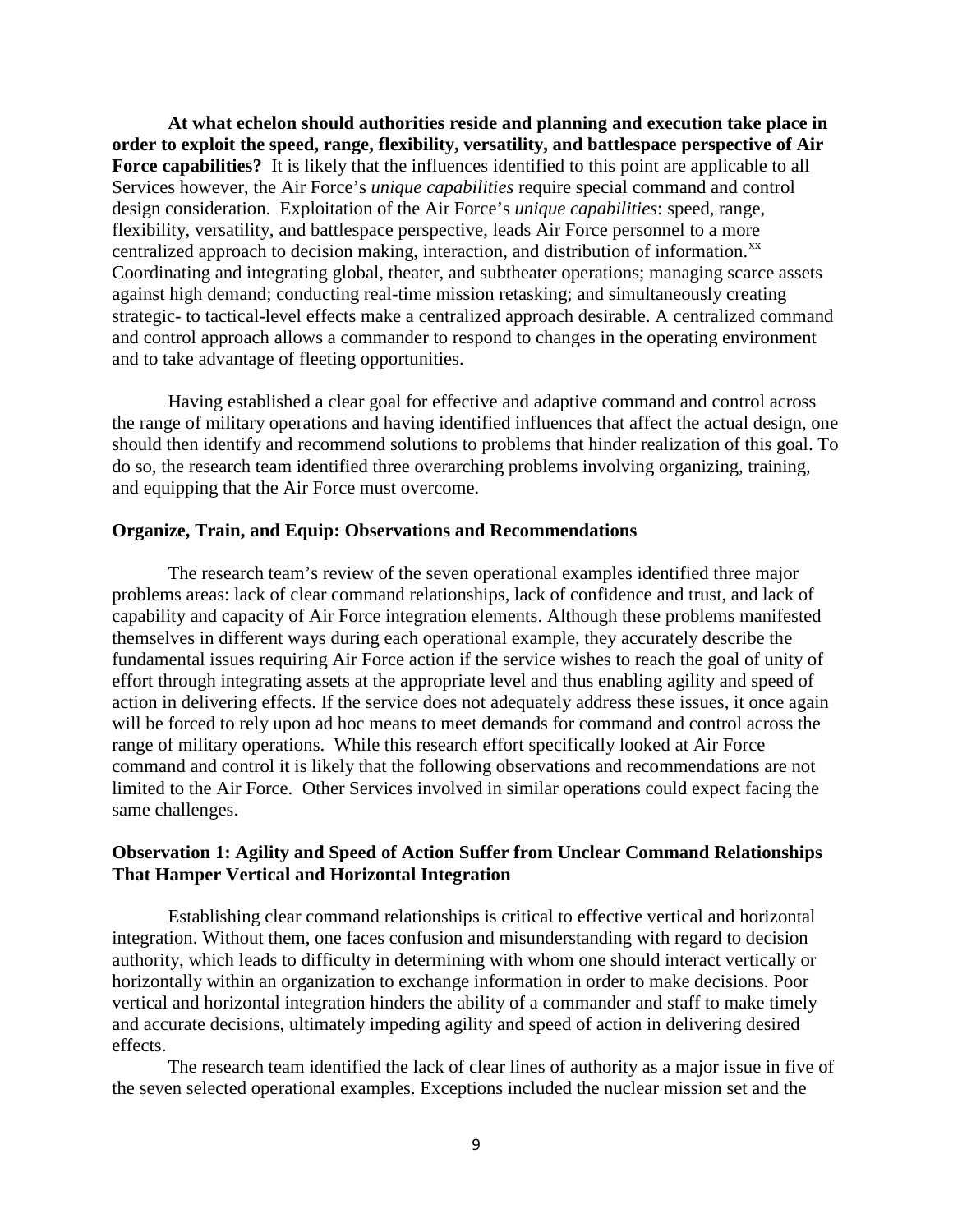**At what echelon should authorities reside and planning and execution take place in order to exploit the speed, range, flexibility, versatility, and battlespace perspective of Air Force capabilities?** It is likely that the influences identified to this point are applicable to all Services however, the Air Force's *unique capabilities* require special command and control design consideration. Exploitation of the Air Force's *unique capabilities*: speed, range, flexibility, versatility, and battlespace perspective, leads Air Force personnel to a more centralized approach to decision making, interaction, and distribution of information.[xx] Coordinating and integrating global, theater, and subtheater operations; managing scarce assets against high demand; conducting real-time mission retasking; and simultaneously creating strategic- to tactical-level effects make a centralized approach desirable. A centralized command and control approach allows a commander to respond to changes in the operating environment and to take advantage of fleeting opportunities.

Having established a clear goal for effective and adaptive command and control across the range of military operations and having identified influences that affect the actual design, one should then identify and recommend solutions to problems that hinder realization of this goal. To do so, the research team identified three overarching problems involving organizing, training, and equipping that the Air Force must overcome.

## Organize, Train, and Equip: Observations and Recommendations

The research team's review of the seven operational examples identified three major problems areas: lack of clear command relationships, lack of confidence and trust, and lack of capability and capacity of Air Force integration elements. Although these problems manifested themselves in different ways during each operational example, they accurately describe the fundamental issues requiring Air Force action if the service wishes to reach the goal of unity of effort through integrating assets at the appropriate level and thus enabling agility and speed of action in delivering effects. If the service does not adequately address these issues, it once again will be forced to rely upon ad hoc means to meet demands for command and control across the range of military operations. While this research effort specifically looked at Air Force command and control it is likely that the following observations and recommendations are not limited to the Air Force. Other Services involved in similar operations could expect facing the same challenges.

## Observation 1: Agility and Speed of Action Suffer from Unclear Command Relationships That Hamper Vertical and Horizontal Integration

Establishing clear command relationships is critical to effective vertical and horizontal integration. Without them, one faces confusion and misunderstanding with regard to decision authority, which leads to difficulty in determining with whom one should interact vertically or horizontally within an organization to exchange information in order to make decisions. Poor vertical and horizontal integration hinders the ability of a commander and staff to make timely and accurate decisions, ultimately impeding agility and speed of action in delivering desired effects.

The research team identified the lack of clear lines of authority as a major issue in five of the seven selected operational examples. Exceptions included the nuclear mission set and the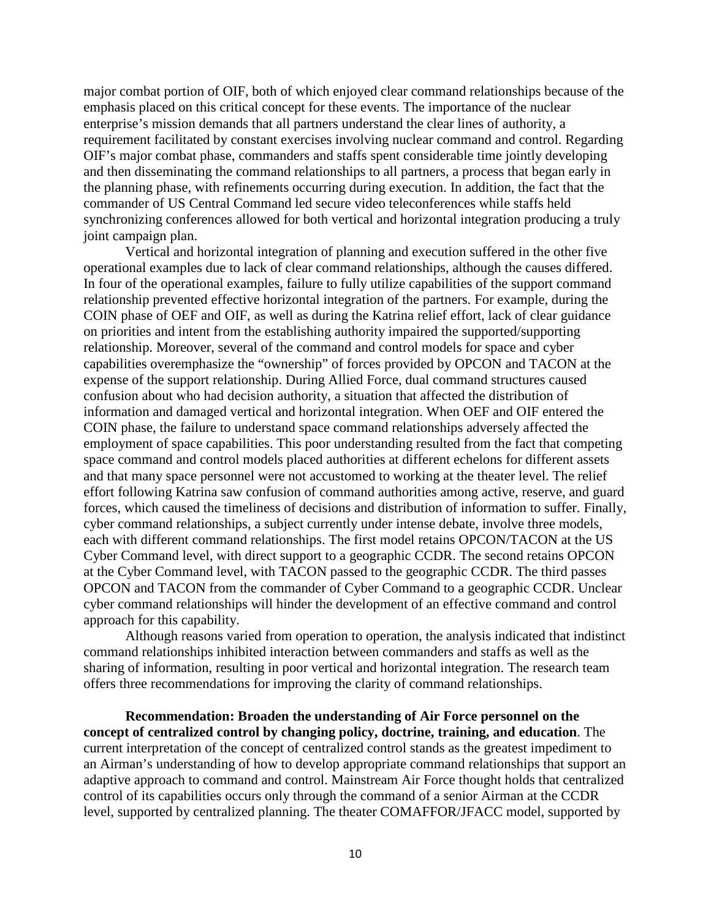major combat portion of OIF, both of which enjoyed clear command relationships because of the emphasis placed on this critical concept for these events. The importance of the nuclear enterprise's mission demands that all partners understand the clear lines of authority, a requirement facilitated by constant exercises involving nuclear command and control. Regarding OIF's major combat phase, commanders and staffs spent considerable time jointly developing and then disseminating the command relationships to all partners, a process that began early in the planning phase, with refinements occurring during execution. In addition, the fact that the commander of US Central Command led secure video teleconferences while staffs held synchronizing conferences allowed for both vertical and horizontal integration producing a truly joint campaign plan.

Vertical and horizontal integration of planning and execution suffered in the other five operational examples due to lack of clear command relationships, although the causes differed. In four of the operational examples, failure to fully utilize capabilities of the support command relationship prevented effective horizontal integration of the partners. For example, during the COIN phase of OEF and OIF, as well as during the Katrina relief effort, lack of clear guidance on priorities and intent from the establishing authority impaired the supported/supporting relationship. Moreover, several of the command and control models for space and cyber capabilities overemphasize the "ownership" of forces provided by OPCON and TACON at the expense of the support relationship. During Allied Force, dual command structures caused confusion about who had decision authority, a situation that affected the distribution of information and damaged vertical and horizontal integration. When OEF and OIF entered the COIN phase, the failure to understand space command relationships adversely affected the employment of space capabilities. This poor understanding resulted from the fact that competing space command and control models placed authorities at different echelons for different assets and that many space personnel were not accustomed to working at the theater level. The relief effort following Katrina saw confusion of command authorities among active, reserve, and guard forces, which caused the timeliness of decisions and distribution of information to suffer. Finally, cyber command relationships, a subject currently under intense debate, involve three models, each with different command relationships. The first model retains OPCON/TACON at the US Cyber Command level, with direct support to a geographic CCDR. The second retains OPCON at the Cyber Command level, with TACON passed to the geographic CCDR. The third passes OPCON and TACON from the commander of Cyber Command to a geographic CCDR. Unclear cyber command relationships will hinder the development of an effective command and control approach for this capability.

Although reasons varied from operation to operation, the analysis indicated that indistinct command relationships inhibited interaction between commanders and staffs as well as the sharing of information, resulting in poor vertical and horizontal integration. The research team offers three recommendations for improving the clarity of command relationships.

**Recommendation: Broaden the understanding of Air Force personnel on the concept of centralized control by changing policy, doctrine, training, and education**. The current interpretation of the concept of centralized control stands as the greatest impediment to an Airman's understanding of how to develop appropriate command relationships that support an adaptive approach to command and control. Mainstream Air Force thought holds that centralized control of its capabilities occurs only through the command of a senior Airman at the CCDR level, supported by centralized planning. The theater COMAFFOR/JFACC model, supported by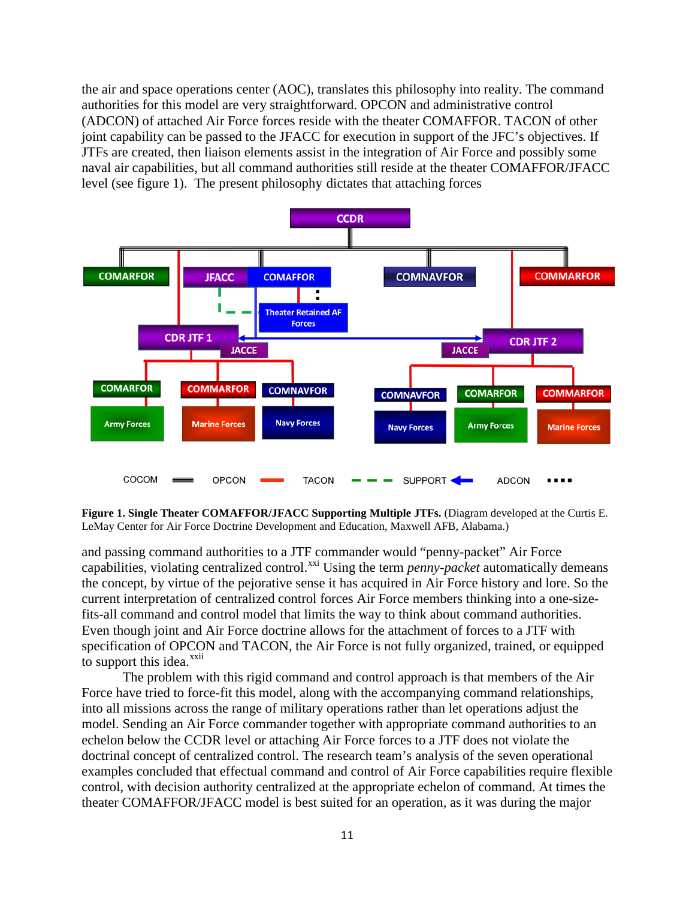the air and space operations center (AOC), translates this philosophy into reality. The command authorities for this model are very straightforward. OPCON and administrative control (ADCON) of attached Air Force forces reside with the theater COMAFFOR. TACON of other joint capability can be passed to the JFACC for execution in support of the JFC's objectives. If JTFs are created, then liaison elements assist in the integration of Air Force and possibly some naval air capabilities, but all command authorities still reside at the theater COMAFFOR/JFACC level (see figure 1). The present philosophy dictates that attaching forces

**Figure 1. Single Theater COMAFFOR/JFACC Supporting Multiple JTFs.** (Diagram developed at the Curtis E. LeMay Center for Air Force Doctrine Development and Education, Maxwell AFB, Alabama.)

and passing command authorities to a JTF commander would "penny-packet" Air Force capabilities, violating centralized control.[xxi] Using the term *penny-packet* automatically demeans the concept, by virtue of the pejorative sense it has acquired in Air Force history and lore. So the current interpretation of centralized control forces Air Force members thinking into a one-size-fits-all command and control model that limits the way to think about command authorities. Even though joint and Air Force doctrine allows for the attachment of forces to a JTF with specification of OPCON and TACON, the Air Force is not fully organized, trained, or equipped to support this idea.[xxii]

The problem with this rigid command and control approach is that members of the Air Force have tried to force-fit this model, along with the accompanying command relationships, into all missions across the range of military operations rather than let operations adjust the model. Sending an Air Force commander together with appropriate command authorities to an echelon below the CCDR level or attaching Air Force forces to a JTF does not violate the doctrinal concept of centralized control. The research team's analysis of the seven operational examples concluded that effectual command and control of Air Force capabilities require flexible control, with decision authority centralized at the appropriate echelon of command. At times the theater COMAFFOR/JFACC model is best suited for an operation, as it was during the major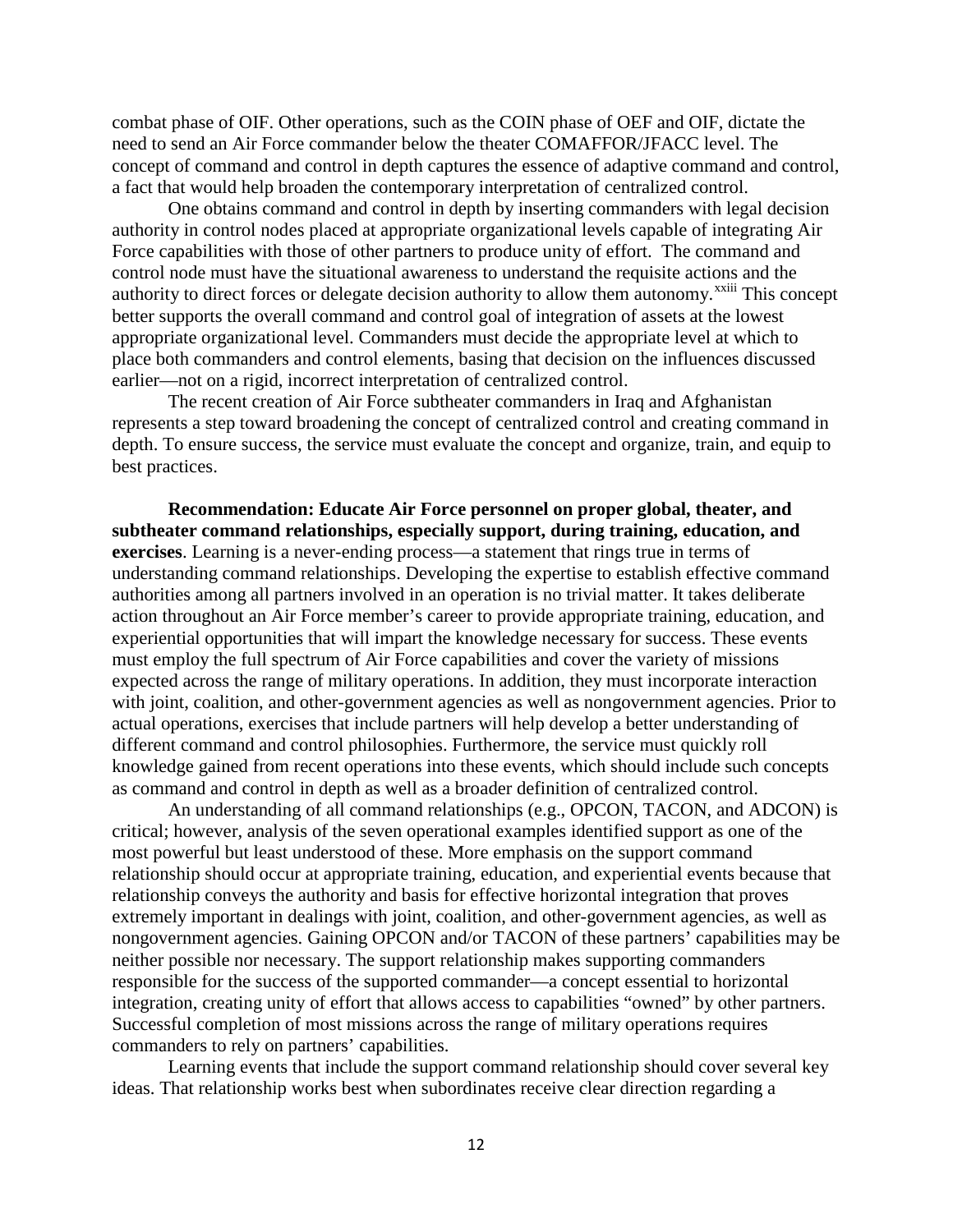combat phase of OIF. Other operations, such as the COIN phase of OEF and OIF, dictate the need to send an Air Force commander below the theater COMAFFOR/JFACC level. The concept of command and control in depth captures the essence of adaptive command and control, a fact that would help broaden the contemporary interpretation of centralized control.

One obtains command and control in depth by inserting commanders with legal decision authority in control nodes placed at appropriate organizational levels capable of integrating Air Force capabilities with those of other partners to produce unity of effort. The command and control node must have the situational awareness to understand the requisite actions and the authority to direct forces or delegate decision authority to allow them autonomy.[xxiii] This concept better supports the overall command and control goal of integration of assets at the lowest appropriate organizational level. Commanders must decide the appropriate level at which to place both commanders and control elements, basing that decision on the influences discussed earlier—not on a rigid, incorrect interpretation of centralized control.

The recent creation of Air Force subtheater commanders in Iraq and Afghanistan represents a step toward broadening the concept of centralized control and creating command in depth. To ensure success, the service must evaluate the concept and organize, train, and equip to best practices.

**Recommendation: Educate Air Force personnel on proper global, theater, and subtheater command relationships, especially support, during training, education, and exercises**. Learning is a never-ending process—a statement that rings true in terms of understanding command relationships. Developing the expertise to establish effective command authorities among all partners involved in an operation is no trivial matter. It takes deliberate action throughout an Air Force member's career to provide appropriate training, education, and experiential opportunities that will impart the knowledge necessary for success. These events must employ the full spectrum of Air Force capabilities and cover the variety of missions expected across the range of military operations. In addition, they must incorporate interaction with joint, coalition, and other-government agencies as well as nongovernment agencies. Prior to actual operations, exercises that include partners will help develop a better understanding of different command and control philosophies. Furthermore, the service must quickly roll knowledge gained from recent operations into these events, which should include such concepts as command and control in depth as well as a broader definition of centralized control.

An understanding of all command relationships (e.g., OPCON, TACON, and ADCON) is critical; however, analysis of the seven operational examples identified support as one of the most powerful but least understood of these. More emphasis on the support command relationship should occur at appropriate training, education, and experiential events because that relationship conveys the authority and basis for effective horizontal integration that proves extremely important in dealings with joint, coalition, and other-government agencies, as well as nongovernment agencies. Gaining OPCON and/or TACON of these partners' capabilities may be neither possible nor necessary. The support relationship makes supporting commanders responsible for the success of the supported commander—a concept essential to horizontal integration, creating unity of effort that allows access to capabilities "owned" by other partners. Successful completion of most missions across the range of military operations requires commanders to rely on partners' capabilities.

Learning events that include the support command relationship should cover several key ideas. That relationship works best when subordinates receive clear direction regarding a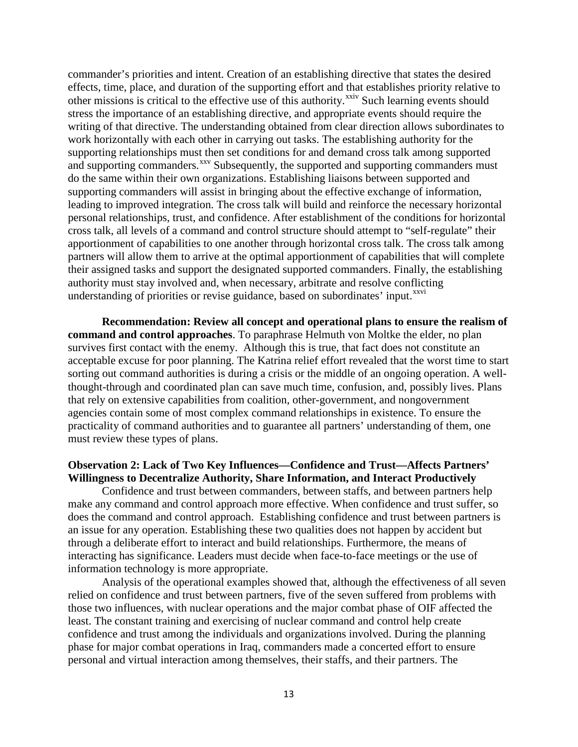commander's priorities and intent. Creation of an establishing directive that states the desired effects, time, place, and duration of the supporting effort and that establishes priority relative to other missions is critical to the effective use of this authority.[xxiv] Such learning events should stress the importance of an establishing directive, and appropriate events should require the writing of that directive. The understanding obtained from clear direction allows subordinates to work horizontally with each other in carrying out tasks. The establishing authority for the supporting relationships must then set conditions for and demand cross talk among supported and supporting commanders.[xxv] Subsequently, the supported and supporting commanders must do the same within their own organizations. Establishing liaisons between supported and supporting commanders will assist in bringing about the effective exchange of information, leading to improved integration. The cross talk will build and reinforce the necessary horizontal personal relationships, trust, and confidence. After establishment of the conditions for horizontal cross talk, all levels of a command and control structure should attempt to "self-regulate" their apportionment of capabilities to one another through horizontal cross talk. The cross talk among partners will allow them to arrive at the optimal apportionment of capabilities that will complete their assigned tasks and support the designated supported commanders. Finally, the establishing authority must stay involved and, when necessary, arbitrate and resolve conflicting understanding of priorities or revise guidance, based on subordinates' input.[xxvi]

**Recommendation: Review all concept and operational plans to ensure the realism of command and control approaches**. To paraphrase Helmuth von Moltke the elder, no plan survives first contact with the enemy. Although this is true, that fact does not constitute an acceptable excuse for poor planning. The Katrina relief effort revealed that the worst time to start sorting out command authorities is during a crisis or the middle of an ongoing operation. A well-thought-through and coordinated plan can save much time, confusion, and, possibly lives. Plans that rely on extensive capabilities from coalition, other-government, and nongovernment agencies contain some of most complex command relationships in existence. To ensure the practicality of command authorities and to guarantee all partners' understanding of them, one must review these types of plans.

**Observation 2: Lack of Two Key Influences—Confidence and Trust—Affects Partners' Willingness to Decentralize Authority, Share Information, and Interact Productively**

Confidence and trust between commanders, between staffs, and between partners help make any command and control approach more effective. When confidence and trust suffer, so does the command and control approach. Establishing confidence and trust between partners is an issue for any operation. Establishing these two qualities does not happen by accident but through a deliberate effort to interact and build relationships. Furthermore, the means of interacting has significance. Leaders must decide when face-to-face meetings or the use of information technology is more appropriate.

Analysis of the operational examples showed that, although the effectiveness of all seven relied on confidence and trust between partners, five of the seven suffered from problems with those two influences, with nuclear operations and the major combat phase of OIF affected the least. The constant training and exercising of nuclear command and control help create confidence and trust among the individuals and organizations involved. During the planning phase for major combat operations in Iraq, commanders made a concerted effort to ensure personal and virtual interaction among themselves, their staffs, and their partners. The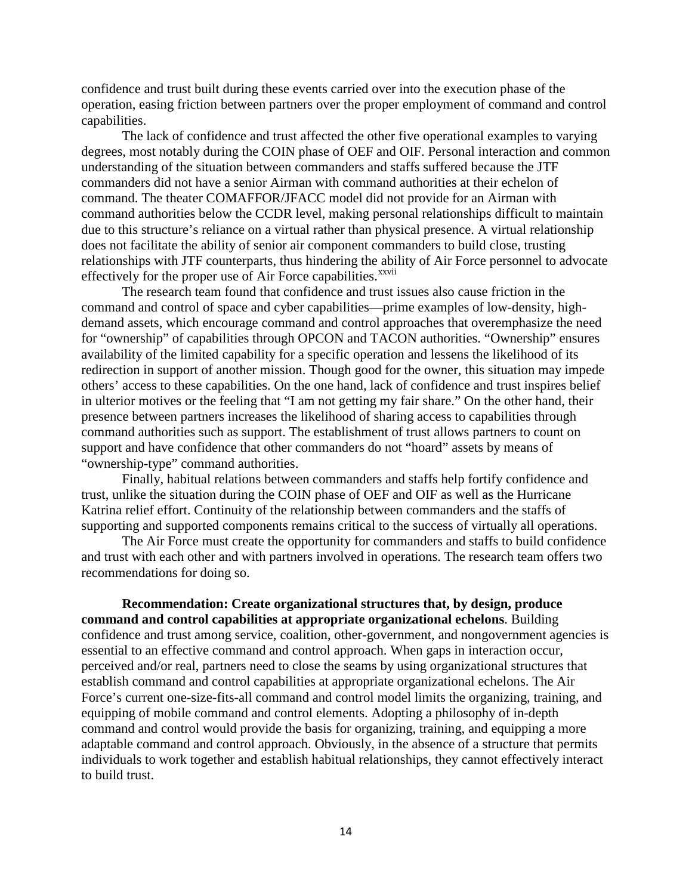confidence and trust built during these events carried over into the execution phase of the operation, easing friction between partners over the proper employment of command and control capabilities.

The lack of confidence and trust affected the other five operational examples to varying degrees, most notably during the COIN phase of OEF and OIF. Personal interaction and common understanding of the situation between commanders and staffs suffered because the JTF commanders did not have a senior Airman with command authorities at their echelon of command. The theater COMAFFOR/JFACC model did not provide for an Airman with command authorities below the CCDR level, making personal relationships difficult to maintain due to this structure's reliance on a virtual rather than physical presence. A virtual relationship does not facilitate the ability of senior air component commanders to build close, trusting relationships with JTF counterparts, thus hindering the ability of Air Force personnel to advocate effectively for the proper use of Air Force capabilities.[xxvii]

The research team found that confidence and trust issues also cause friction in the command and control of space and cyber capabilities—prime examples of low-density, high-demand assets, which encourage command and control approaches that overemphasize the need for "ownership" of capabilities through OPCON and TACON authorities. "Ownership" ensures availability of the limited capability for a specific operation and lessens the likelihood of its redirection in support of another mission. Though good for the owner, this situation may impede others' access to these capabilities. On the one hand, lack of confidence and trust inspires belief in ulterior motives or the feeling that "I am not getting my fair share." On the other hand, their presence between partners increases the likelihood of sharing access to capabilities through command authorities such as support. The establishment of trust allows partners to count on support and have confidence that other commanders do not "hoard" assets by means of "ownership-type" command authorities.

Finally, habitual relations between commanders and staffs help fortify confidence and trust, unlike the situation during the COIN phase of OEF and OIF as well as the Hurricane Katrina relief effort. Continuity of the relationship between commanders and the staffs of supporting and supported components remains critical to the success of virtually all operations.

The Air Force must create the opportunity for commanders and staffs to build confidence and trust with each other and with partners involved in operations. The research team offers two recommendations for doing so.

**Recommendation: Create organizational structures that, by design, produce command and control capabilities at appropriate organizational echelons**. Building confidence and trust among service, coalition, other-government, and nongovernment agencies is essential to an effective command and control approach. When gaps in interaction occur, perceived and/or real, partners need to close the seams by using organizational structures that establish command and control capabilities at appropriate organizational echelons. The Air Force's current one-size-fits-all command and control model limits the organizing, training, and equipping of mobile command and control elements. Adopting a philosophy of in-depth command and control would provide the basis for organizing, training, and equipping a more adaptable command and control approach. Obviously, in the absence of a structure that permits individuals to work together and establish habitual relationships, they cannot effectively interact to build trust.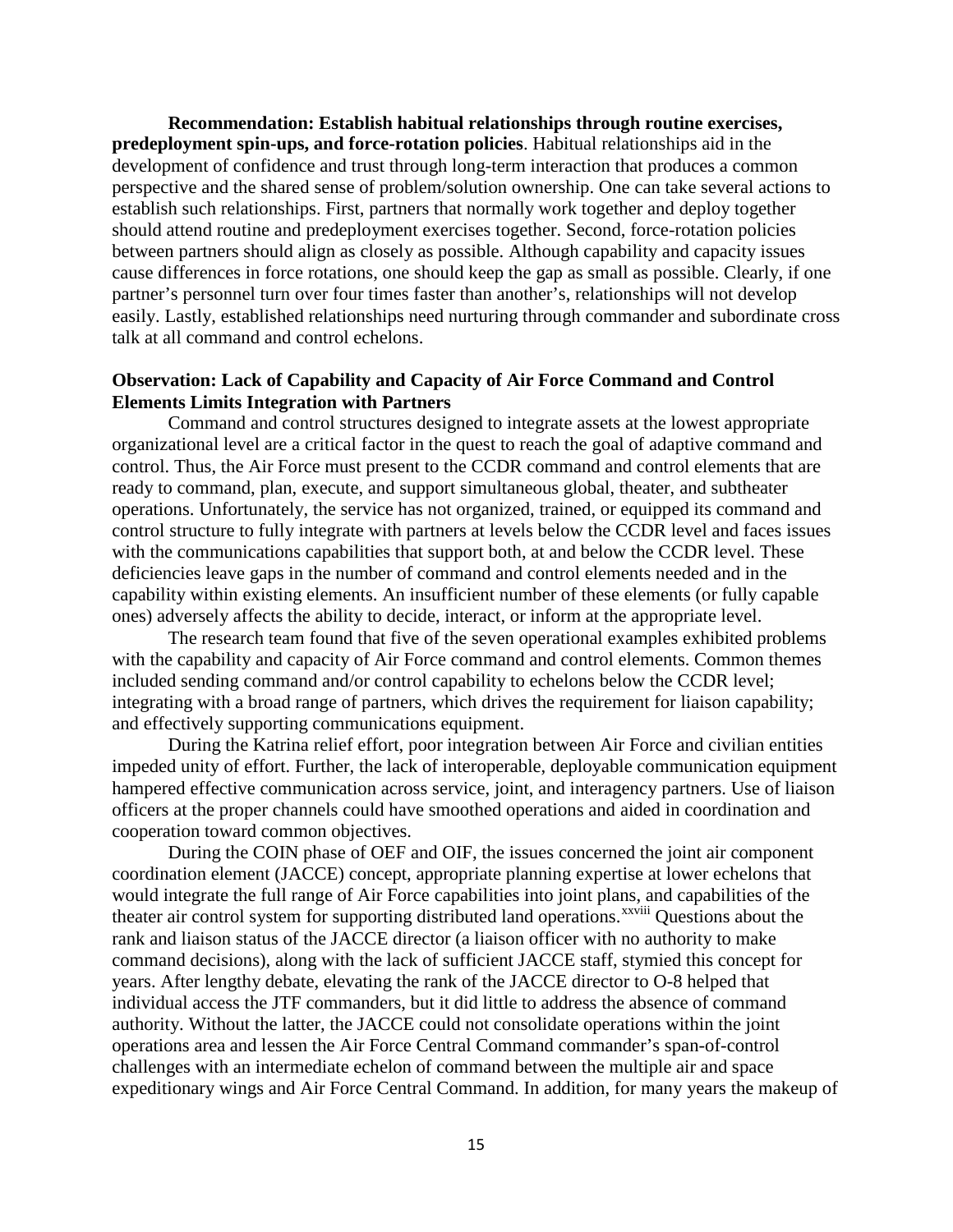**Recommendation: Establish habitual relationships through routine exercises, predeployment spin-ups, and force-rotation policies**. Habitual relationships aid in the development of confidence and trust through long-term interaction that produces a common perspective and the shared sense of problem/solution ownership. One can take several actions to establish such relationships. First, partners that normally work together and deploy together should attend routine and predeployment exercises together. Second, force-rotation policies between partners should align as closely as possible. Although capability and capacity issues cause differences in force rotations, one should keep the gap as small as possible. Clearly, if one partner's personnel turn over four times faster than another's, relationships will not develop easily. Lastly, established relationships need nurturing through commander and subordinate cross talk at all command and control echelons.

### Observation: Lack of Capability and Capacity of Air Force Command and Control Elements Limits Integration with Partners

Command and control structures designed to integrate assets at the lowest appropriate organizational level are a critical factor in the quest to reach the goal of adaptive command and control. Thus, the Air Force must present to the CCDR command and control elements that are ready to command, plan, execute, and support simultaneous global, theater, and subtheater operations. Unfortunately, the service has not organized, trained, or equipped its command and control structure to fully integrate with partners at levels below the CCDR level and faces issues with the communications capabilities that support both, at and below the CCDR level. These deficiencies leave gaps in the number of command and control elements needed and in the capability within existing elements. An insufficient number of these elements (or fully capable ones) adversely affects the ability to decide, interact, or inform at the appropriate level.

The research team found that five of the seven operational examples exhibited problems with the capability and capacity of Air Force command and control elements. Common themes included sending command and/or control capability to echelons below the CCDR level; integrating with a broad range of partners, which drives the requirement for liaison capability; and effectively supporting communications equipment.

During the Katrina relief effort, poor integration between Air Force and civilian entities impeded unity of effort. Further, the lack of interoperable, deployable communication equipment hampered effective communication across service, joint, and interagency partners. Use of liaison officers at the proper channels could have smoothed operations and aided in coordination and cooperation toward common objectives.

During the COIN phase of OEF and OIF, the issues concerned the joint air component coordination element (JACCE) concept, appropriate planning expertise at lower echelons that would integrate the full range of Air Force capabilities into joint plans, and capabilities of the theater air control system for supporting distributed land operations.[xxviii] Questions about the rank and liaison status of the JACCE director (a liaison officer with no authority to make command decisions), along with the lack of sufficient JACCE staff, stymied this concept for years. After lengthy debate, elevating the rank of the JACCE director to O-8 helped that individual access the JTF commanders, but it did little to address the absence of command authority. Without the latter, the JACCE could not consolidate operations within the joint operations area and lessen the Air Force Central Command commander's span-of-control challenges with an intermediate echelon of command between the multiple air and space expeditionary wings and Air Force Central Command. In addition, for many years the makeup of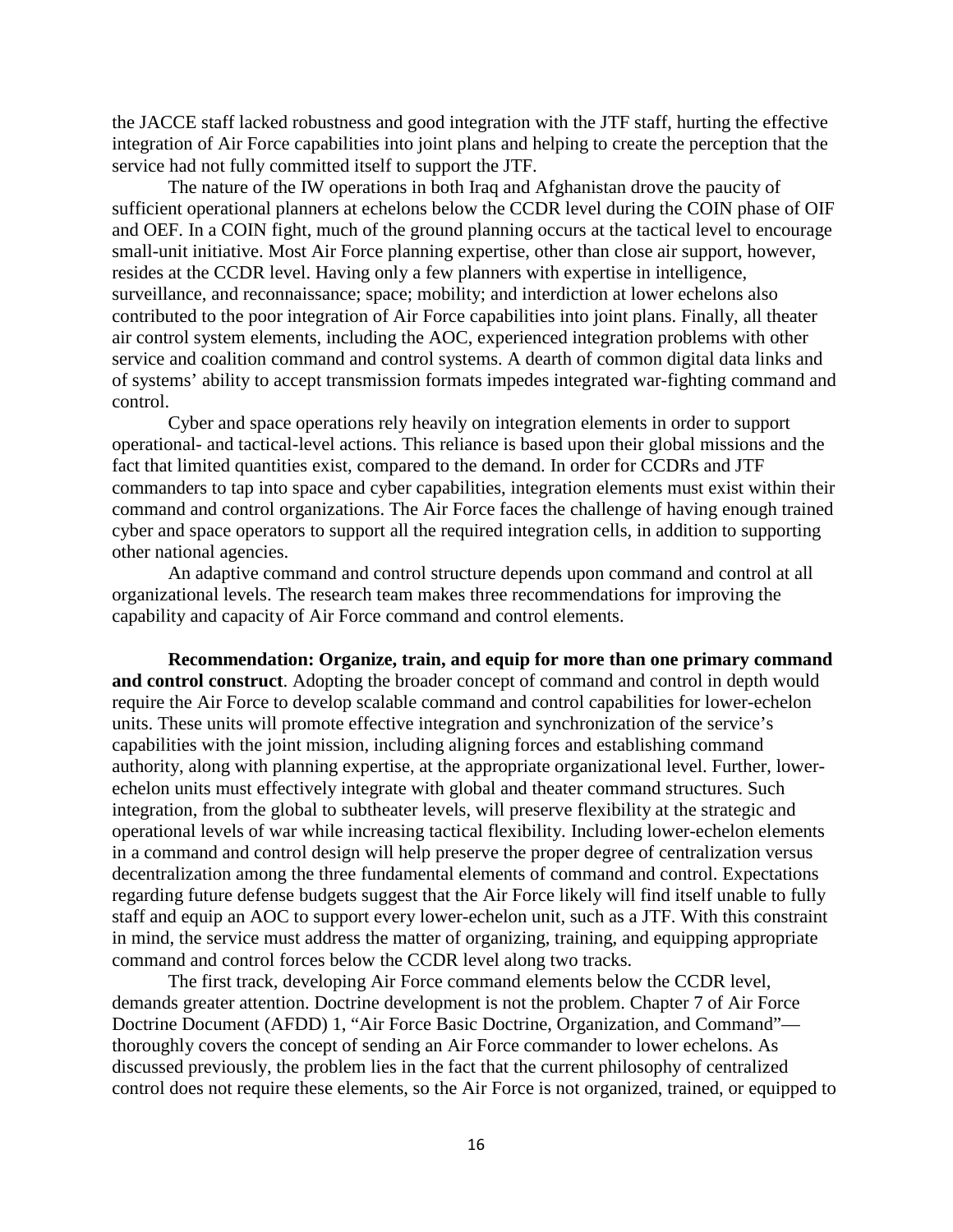the JACCE staff lacked robustness and good integration with the JTF staff, hurting the effective integration of Air Force capabilities into joint plans and helping to create the perception that the service had not fully committed itself to support the JTF.

The nature of the IW operations in both Iraq and Afghanistan drove the paucity of sufficient operational planners at echelons below the CCDR level during the COIN phase of OIF and OEF. In a COIN fight, much of the ground planning occurs at the tactical level to encourage small-unit initiative. Most Air Force planning expertise, other than close air support, however, resides at the CCDR level. Having only a few planners with expertise in intelligence, surveillance, and reconnaissance; space; mobility; and interdiction at lower echelons also contributed to the poor integration of Air Force capabilities into joint plans. Finally, all theater air control system elements, including the AOC, experienced integration problems with other service and coalition command and control systems. A dearth of common digital data links and of systems' ability to accept transmission formats impedes integrated war-fighting command and control.

Cyber and space operations rely heavily on integration elements in order to support operational- and tactical-level actions. This reliance is based upon their global missions and the fact that limited quantities exist, compared to the demand. In order for CCDRs and JTF commanders to tap into space and cyber capabilities, integration elements must exist within their command and control organizations. The Air Force faces the challenge of having enough trained cyber and space operators to support all the required integration cells, in addition to supporting other national agencies.

An adaptive command and control structure depends upon command and control at all organizational levels. The research team makes three recommendations for improving the capability and capacity of Air Force command and control elements.

**Recommendation: Organize, train, and equip for more than one primary command and control construct**. Adopting the broader concept of command and control in depth would require the Air Force to develop scalable command and control capabilities for lower-echelon units. These units will promote effective integration and synchronization of the service's capabilities with the joint mission, including aligning forces and establishing command authority, along with planning expertise, at the appropriate organizational level. Further, lower-echelon units must effectively integrate with global and theater command structures. Such integration, from the global to subtheater levels, will preserve flexibility at the strategic and operational levels of war while increasing tactical flexibility. Including lower-echelon elements in a command and control design will help preserve the proper degree of centralization versus decentralization among the three fundamental elements of command and control. Expectations regarding future defense budgets suggest that the Air Force likely will find itself unable to fully staff and equip an AOC to support every lower-echelon unit, such as a JTF. With this constraint in mind, the service must address the matter of organizing, training, and equipping appropriate command and control forces below the CCDR level along two tracks.

The first track, developing Air Force command elements below the CCDR level, demands greater attention. Doctrine development is not the problem. Chapter 7 of Air Force Doctrine Document (AFDD) 1, "Air Force Basic Doctrine, Organization, and Command"—thoroughly covers the concept of sending an Air Force commander to lower echelons. As discussed previously, the problem lies in the fact that the current philosophy of centralized control does not require these elements, so the Air Force is not organized, trained, or equipped to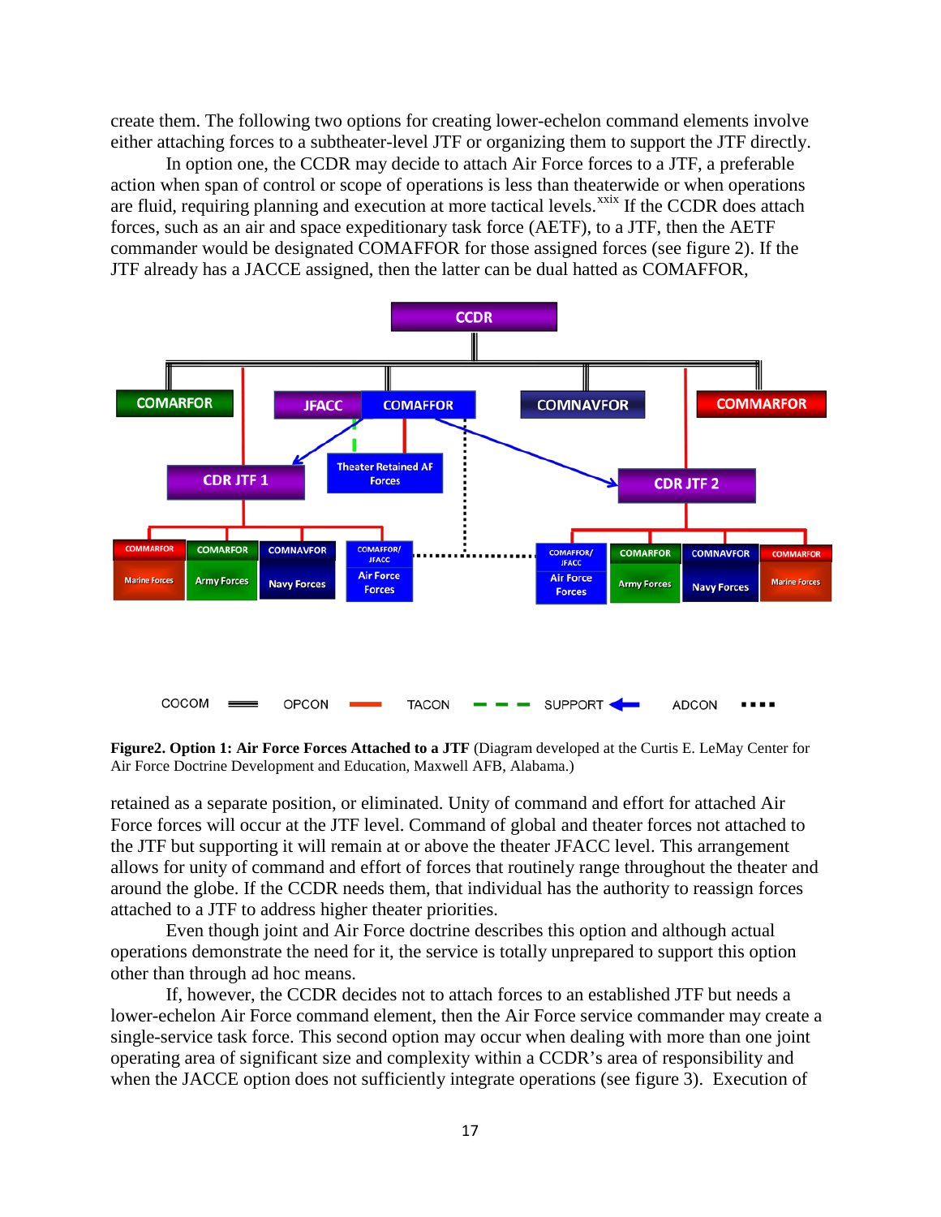create them. The following two options for creating lower-echelon command elements involve either attaching forces to a subtheater-level JTF or organizing them to support the JTF directly.

In option one, the CCDR may decide to attach Air Force forces to a JTF, a preferable action when span of control or scope of operations is less than theaterwide or when operations are fluid, requiring planning and execution at more tactical levels.[xxix] If the CCDR does attach forces, such as an air and space expeditionary task force (AETF), to a JTF, then the AETF commander would be designated COMAFFOR for those assigned forces (see figure 2). If the JTF already has a JACCE assigned, then the latter can be dual hatted as COMAFFOR,

**Figure2. Option 1: Air Force Forces Attached to a JTF** (Diagram developed at the Curtis E. LeMay Center for Air Force Doctrine Development and Education, Maxwell AFB, Alabama.)

retained as a separate position, or eliminated. Unity of command and effort for attached Air Force forces will occur at the JTF level. Command of global and theater forces not attached to the JTF but supporting it will remain at or above the theater JFACC level. This arrangement allows for unity of command and effort of forces that routinely range throughout the theater and around the globe. If the CCDR needs them, that individual has the authority to reassign forces attached to a JTF to address higher theater priorities.

Even though joint and Air Force doctrine describes this option and although actual operations demonstrate the need for it, the service is totally unprepared to support this option other than through ad hoc means.

If, however, the CCDR decides not to attach forces to an established JTF but needs a lower-echelon Air Force command element, then the Air Force service commander may create a single-service task force. This second option may occur when dealing with more than one joint operating area of significant size and complexity within a CCDR's area of responsibility and when the JACCE option does not sufficiently integrate operations (see figure 3). Execution of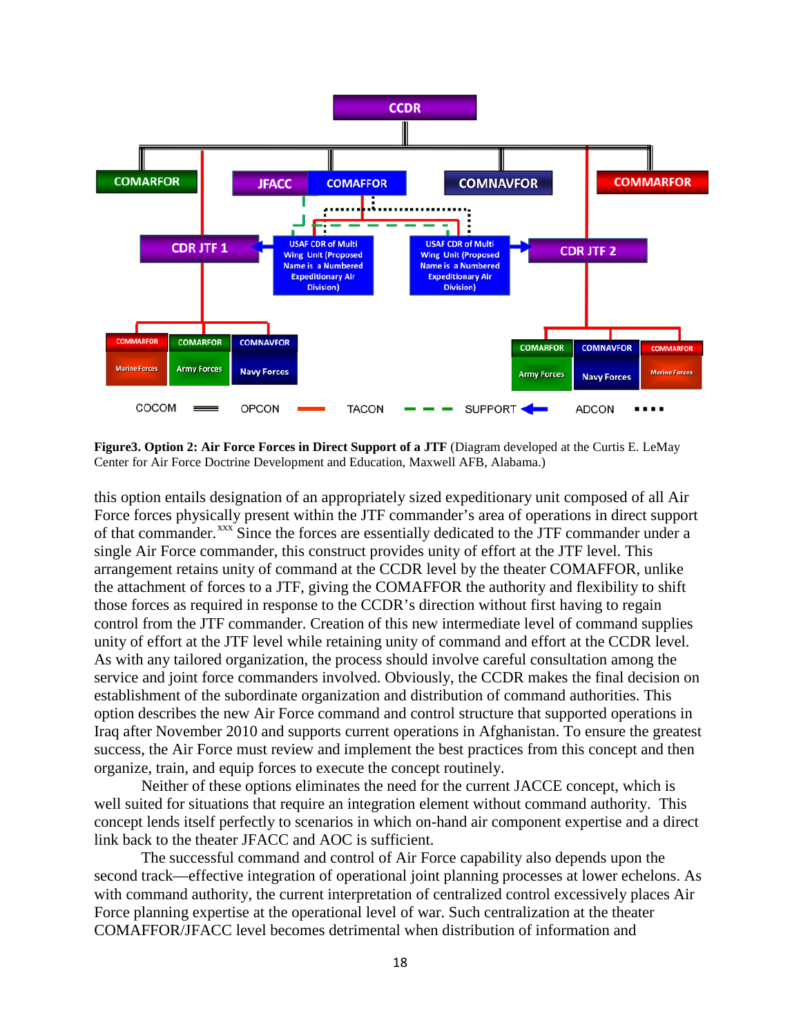**Figure3. Option 2: Air Force Forces in Direct Support of a JTF** (Diagram developed at the Curtis E. LeMay Center for Air Force Doctrine Development and Education, Maxwell AFB, Alabama.)

this option entails designation of an appropriately sized expeditionary unit composed of all Air Force forces physically present within the JTF commander's area of operations in direct support of that commander.[xxx] Since the forces are essentially dedicated to the JTF commander under a single Air Force commander, this construct provides unity of effort at the JTF level. This arrangement retains unity of command at the CCDR level by the theater COMAFFOR, unlike the attachment of forces to a JTF, giving the COMAFFOR the authority and flexibility to shift those forces as required in response to the CCDR's direction without first having to regain control from the JTF commander. Creation of this new intermediate level of command supplies unity of effort at the JTF level while retaining unity of command and effort at the CCDR level. As with any tailored organization, the process should involve careful consultation among the service and joint force commanders involved. Obviously, the CCDR makes the final decision on establishment of the subordinate organization and distribution of command authorities. This option describes the new Air Force command and control structure that supported operations in Iraq after November 2010 and supports current operations in Afghanistan. To ensure the greatest success, the Air Force must review and implement the best practices from this concept and then organize, train, and equip forces to execute the concept routinely.

Neither of these options eliminates the need for the current JACCE concept, which is well suited for situations that require an integration element without command authority. This concept lends itself perfectly to scenarios in which on-hand air component expertise and a direct link back to the theater JFACC and AOC is sufficient.

The successful command and control of Air Force capability also depends upon the second track—effective integration of operational joint planning processes at lower echelons. As with command authority, the current interpretation of centralized control excessively places Air Force planning expertise at the operational level of war. Such centralization at the theater COMAFFOR/JFACC level becomes detrimental when distribution of information and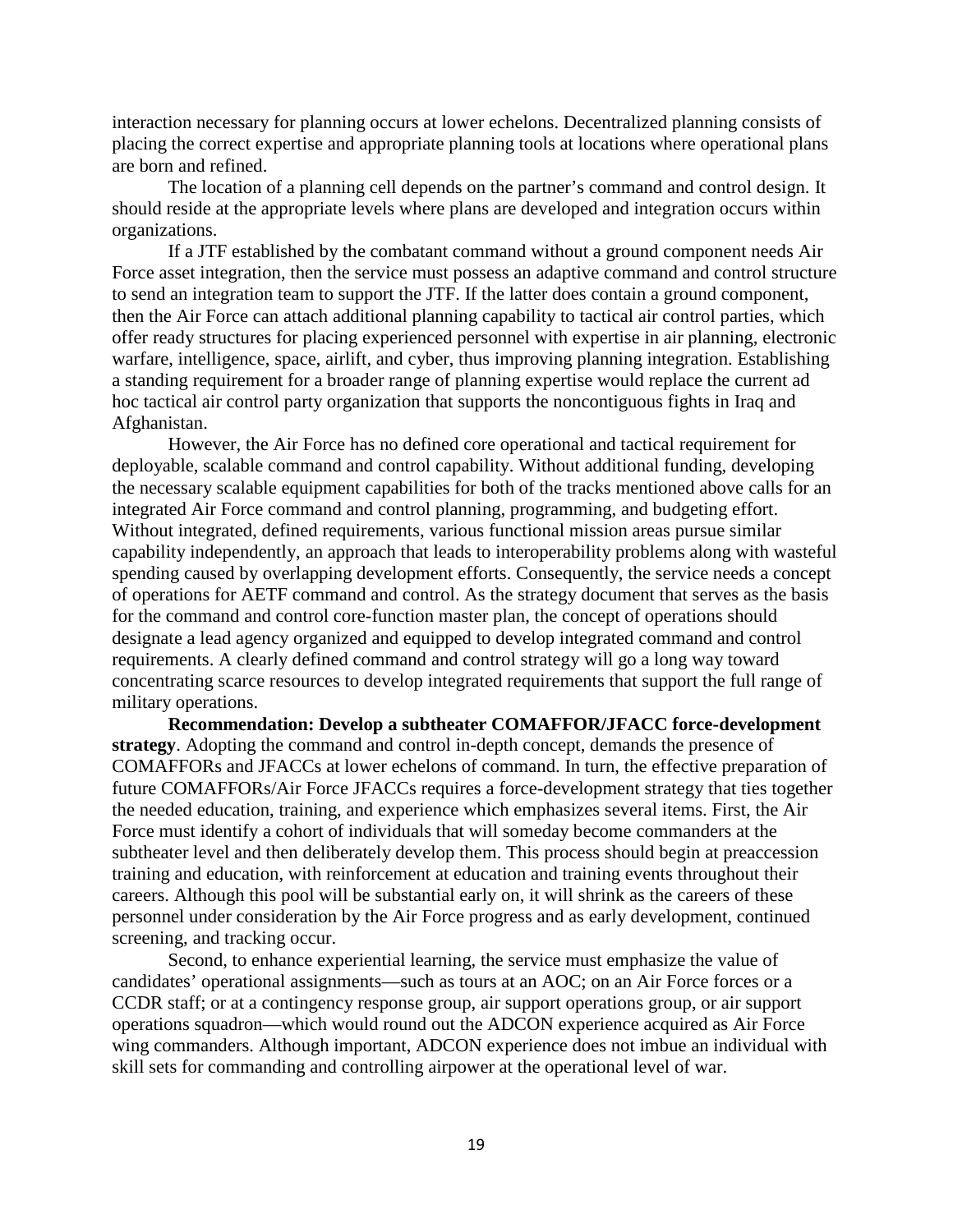interaction necessary for planning occurs at lower echelons. Decentralized planning consists of placing the correct expertise and appropriate planning tools at locations where operational plans are born and refined.

The location of a planning cell depends on the partner's command and control design. It should reside at the appropriate levels where plans are developed and integration occurs within organizations.

If a JTF established by the combatant command without a ground component needs Air Force asset integration, then the service must possess an adaptive command and control structure to send an integration team to support the JTF. If the latter does contain a ground component, then the Air Force can attach additional planning capability to tactical air control parties, which offer ready structures for placing experienced personnel with expertise in air planning, electronic warfare, intelligence, space, airlift, and cyber, thus improving planning integration. Establishing a standing requirement for a broader range of planning expertise would replace the current ad hoc tactical air control party organization that supports the noncontiguous fights in Iraq and Afghanistan.

However, the Air Force has no defined core operational and tactical requirement for deployable, scalable command and control capability. Without additional funding, developing the necessary scalable equipment capabilities for both of the tracks mentioned above calls for an integrated Air Force command and control planning, programming, and budgeting effort. Without integrated, defined requirements, various functional mission areas pursue similar capability independently, an approach that leads to interoperability problems along with wasteful spending caused by overlapping development efforts. Consequently, the service needs a concept of operations for AETF command and control. As the strategy document that serves as the basis for the command and control core-function master plan, the concept of operations should designate a lead agency organized and equipped to develop integrated command and control requirements. A clearly defined command and control strategy will go a long way toward concentrating scarce resources to develop integrated requirements that support the full range of military operations.

**Recommendation: Develop a subtheater COMAFFOR/JFACC force-development strategy**. Adopting the command and control in-depth concept, demands the presence of COMAFFORs and JFACCs at lower echelons of command. In turn, the effective preparation of future COMAFFORs/Air Force JFACCs requires a force-development strategy that ties together the needed education, training, and experience which emphasizes several items. First, the Air Force must identify a cohort of individuals that will someday become commanders at the subtheater level and then deliberately develop them. This process should begin at preaccession training and education, with reinforcement at education and training events throughout their careers. Although this pool will be substantial early on, it will shrink as the careers of these personnel under consideration by the Air Force progress and as early development, continued screening, and tracking occur.

Second, to enhance experiential learning, the service must emphasize the value of candidates' operational assignments—such as tours at an AOC; on an Air Force forces or a CCDR staff; or at a contingency response group, air support operations group, or air support operations squadron—which would round out the ADCON experience acquired as Air Force wing commanders. Although important, ADCON experience does not imbue an individual with skill sets for commanding and controlling airpower at the operational level of war.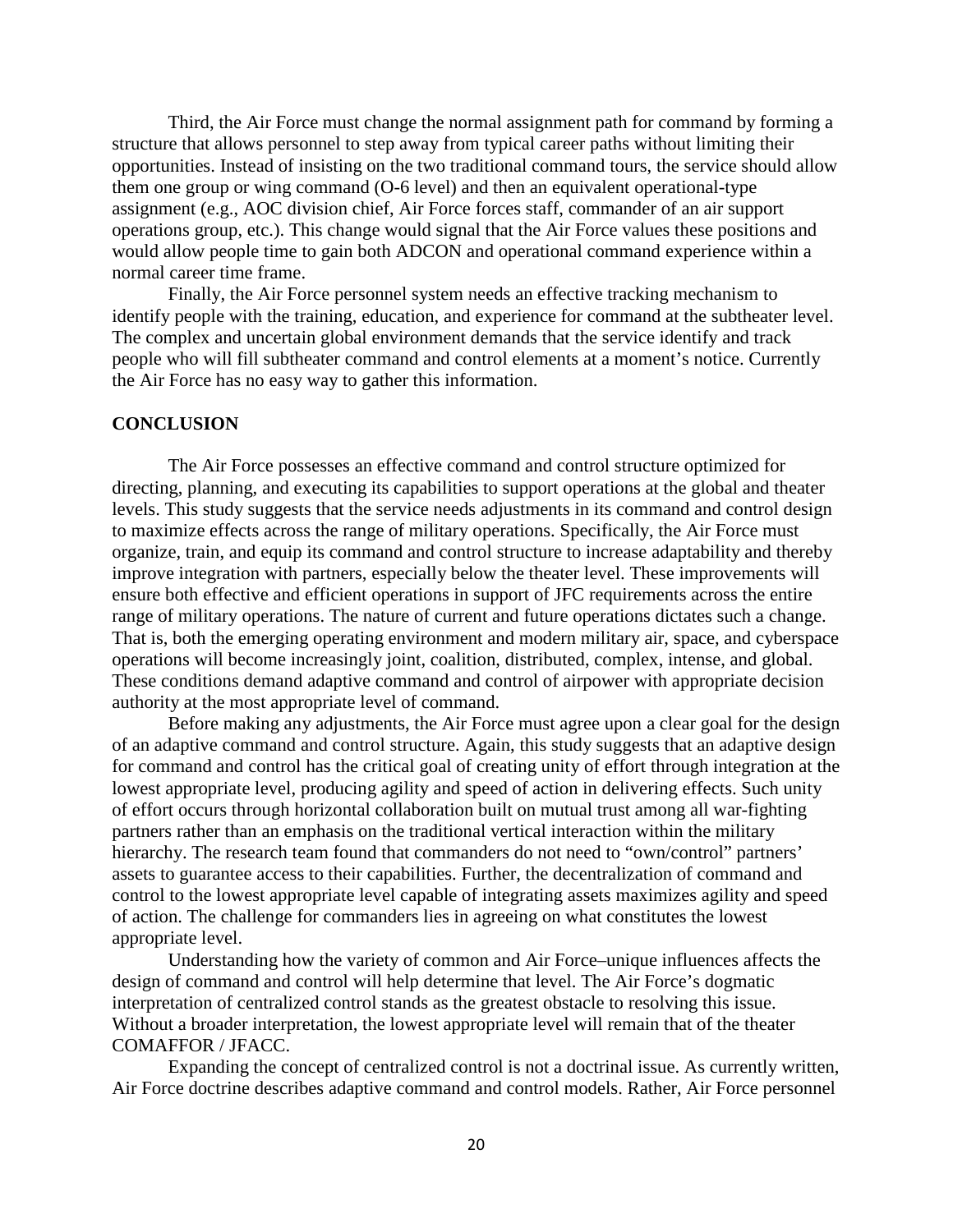Third, the Air Force must change the normal assignment path for command by forming a structure that allows personnel to step away from typical career paths without limiting their opportunities. Instead of insisting on the two traditional command tours, the service should allow them one group or wing command (O-6 level) and then an equivalent operational-type assignment (e.g., AOC division chief, Air Force forces staff, commander of an air support operations group, etc.). This change would signal that the Air Force values these positions and would allow people time to gain both ADCON and operational command experience within a normal career time frame.

Finally, the Air Force personnel system needs an effective tracking mechanism to identify people with the training, education, and experience for command at the subtheater level. The complex and uncertain global environment demands that the service identify and track people who will fill subtheater command and control elements at a moment's notice. Currently the Air Force has no easy way to gather this information.

## CONCLUSION

The Air Force possesses an effective command and control structure optimized for directing, planning, and executing its capabilities to support operations at the global and theater levels. This study suggests that the service needs adjustments in its command and control design to maximize effects across the range of military operations. Specifically, the Air Force must organize, train, and equip its command and control structure to increase adaptability and thereby improve integration with partners, especially below the theater level. These improvements will ensure both effective and efficient operations in support of JFC requirements across the entire range of military operations. The nature of current and future operations dictates such a change. That is, both the emerging operating environment and modern military air, space, and cyberspace operations will become increasingly joint, coalition, distributed, complex, intense, and global. These conditions demand adaptive command and control of airpower with appropriate decision authority at the most appropriate level of command.

Before making any adjustments, the Air Force must agree upon a clear goal for the design of an adaptive command and control structure. Again, this study suggests that an adaptive design for command and control has the critical goal of creating unity of effort through integration at the lowest appropriate level, producing agility and speed of action in delivering effects. Such unity of effort occurs through horizontal collaboration built on mutual trust among all war-fighting partners rather than an emphasis on the traditional vertical interaction within the military hierarchy. The research team found that commanders do not need to "own/control" partners' assets to guarantee access to their capabilities. Further, the decentralization of command and control to the lowest appropriate level capable of integrating assets maximizes agility and speed of action. The challenge for commanders lies in agreeing on what constitutes the lowest appropriate level.

Understanding how the variety of common and Air Force–unique influences affects the design of command and control will help determine that level. The Air Force's dogmatic interpretation of centralized control stands as the greatest obstacle to resolving this issue. Without a broader interpretation, the lowest appropriate level will remain that of the theater COMAFFOR / JFACC.

Expanding the concept of centralized control is not a doctrinal issue. As currently written, Air Force doctrine describes adaptive command and control models. Rather, Air Force personnel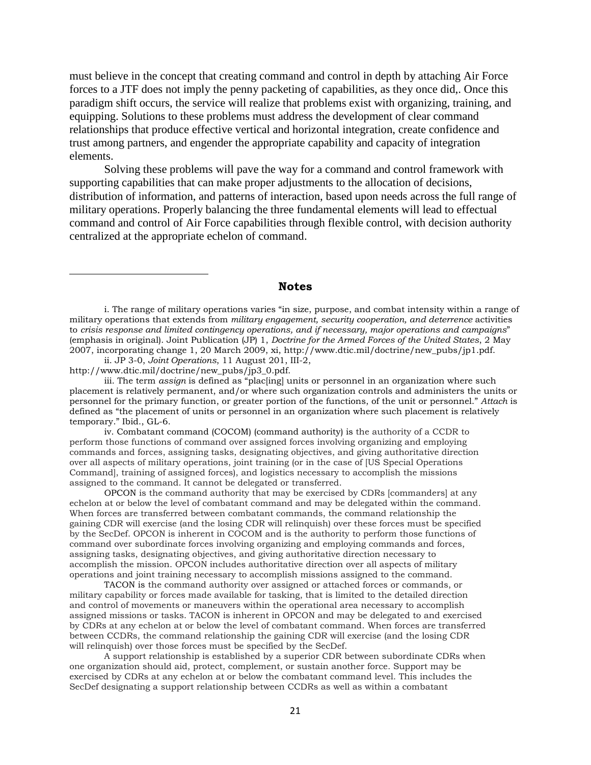must believe in the concept that creating command and control in depth by attaching Air Force forces to a JTF does not imply the penny packeting of capabilities, as they once did,. Once this paradigm shift occurs, the service will realize that problems exist with organizing, training, and equipping. Solutions to these problems must address the development of clear command relationships that produce effective vertical and horizontal integration, create confidence and trust among partners, and engender the appropriate capability and capacity of integration elements.

Solving these problems will pave the way for a command and control framework with supporting capabilities that can make proper adjustments to the allocation of decisions, distribution of information, and patterns of interaction, based upon needs across the full range of military operations. Properly balancing the three fundamental elements will lead to effectual command and control of Air Force capabilities through flexible control, with decision authority centralized at the appropriate echelon of command.

## Notes

i. The range of military operations varies "in size, purpose, and combat intensity within a range of military operations that extends from *military engagement, security cooperation, and deterrence* activities to *crisis response and limited contingency operations, and if necessary, major operations and campaigns*" (emphasis in original). Joint Publication (JP) 1, *Doctrine for the Armed Forces of the United States*, 2 May 2007, incorporating change 1, 20 March 2009, xi, http://www.dtic.mil/doctrine/new_pubs/jp1.pdf.

ii. JP 3-0, *Joint Operations*, 11 August 201, III-2, http://www.dtic.mil/doctrine/new_pubs/jp3_0.pdf.

iii. The term *assign* is defined as "plac[ing] units or personnel in an organization where such placement is relatively permanent, and/or where such organization controls and administers the units or personnel for the primary function, or greater portion of the functions, of the unit or personnel." *Attach* is defined as "the placement of units or personnel in an organization where such placement is relatively temporary." Ibid., GL-6.

iv. Combatant command (COCOM) (command authority) is the authority of a CCDR to perform those functions of command over assigned forces involving organizing and employing commands and forces, assigning tasks, designating objectives, and giving authoritative direction over all aspects of military operations, joint training (or in the case of [US Special Operations Command], training of assigned forces), and logistics necessary to accomplish the missions assigned to the command. It cannot be delegated or transferred.

OPCON is the command authority that may be exercised by CDRs [commanders] at any echelon at or below the level of combatant command and may be delegated within the command. When forces are transferred between combatant commands, the command relationship the gaining CDR will exercise (and the losing CDR will relinquish) over these forces must be specified by the SecDef. OPCON is inherent in COCOM and is the authority to perform those functions of command over subordinate forces involving organizing and employing commands and forces, assigning tasks, designating objectives, and giving authoritative direction necessary to accomplish the mission. OPCON includes authoritative direction over all aspects of military operations and joint training necessary to accomplish missions assigned to the command.

TACON is the command authority over assigned or attached forces or commands, or military capability or forces made available for tasking, that is limited to the detailed direction and control of movements or maneuvers within the operational area necessary to accomplish assigned missions or tasks. TACON is inherent in OPCON and may be delegated to and exercised by CDRs at any echelon at or below the level of combatant command. When forces are transferred between CCDRs, the command relationship the gaining CDR will exercise (and the losing CDR will relinquish) over those forces must be specified by the SecDef.

A support relationship is established by a superior CDR between subordinate CDRs when one organization should aid, protect, complement, or sustain another force. Support may be exercised by CDRs at any echelon at or below the combatant command level. This includes the SecDef designating a support relationship between CCDRs as well as within a combatant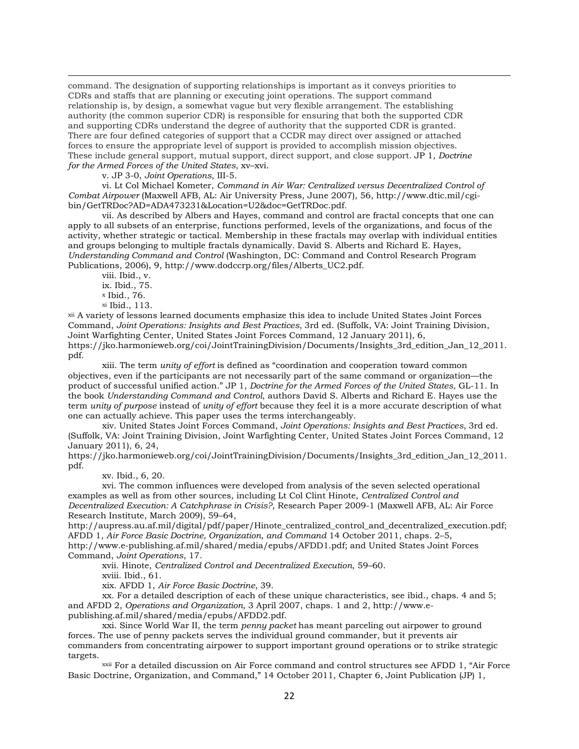command. The designation of supporting relationships is important as it conveys priorities to CDRs and staffs that are planning or executing joint operations. The support command relationship is, by design, a somewhat vague but very flexible arrangement. The establishing authority (the common superior CDR) is responsible for ensuring that both the supported CDR and supporting CDRs understand the degree of authority that the supported CDR is granted. There are four defined categories of support that a CCDR may direct over assigned or attached forces to ensure the appropriate level of support is provided to accomplish mission objectives. These include general support, mutual support, direct support, and close support. JP 1, *Doctrine for the Armed Forces of the United States*, xv–xvi.

v. JP 3-0, *Joint Operations*, III-5.

vi. Lt Col Michael Kometer, *Command in Air War: Centralized versus Decentralized Control of Combat Airpower* (Maxwell AFB, AL: Air University Press, June 2007), 56, http://www.dtic.mil/cgi-bin/GetTRDoc?AD=ADA473231&Location=U2&doc=GetTRDoc.pdf.

vii. As described by Albers and Hayes, command and control are fractal concepts that one can apply to all subsets of an enterprise, functions performed, levels of the organizations, and focus of the activity, whether strategic or tactical. Membership in these fractals may overlap with individual entities and groups belonging to multiple fractals dynamically. David S. Alberts and Richard E. Hayes, *Understanding Command and Control* (Washington, DC: Command and Control Research Program Publications, 2006), 9, http://www.dodccrp.org/files/Alberts_UC2.pdf.

viii. Ibid., v.

ix. Ibid., 75.

[x] Ibid., 76.

[xi] Ibid., 113.

[xii] A variety of lessons learned documents emphasize this idea to include United States Joint Forces Command, *Joint Operations: Insights and Best Practices*, 3rd ed. (Suffolk, VA: Joint Training Division, Joint Warfighting Center, United States Joint Forces Command, 12 January 2011), 6, https://jko.harmonieweb.org/coi/JointTrainingDivision/Documents/Insights_3rd_edition_Jan_12_2011.pdf.

xiii. The term *unity of effort* is defined as "coordination and cooperation toward common objectives, even if the participants are not necessarily part of the same command or organization—the product of successful unified action." JP 1, *Doctrine for the Armed Forces of the United States*, GL-11. In the book *Understanding Command and Control*, authors David S. Alberts and Richard E. Hayes use the term *unity of purpose* instead of *unity of effort* because they feel it is a more accurate description of what one can actually achieve. This paper uses the terms interchangeably.

xiv. United States Joint Forces Command, *Joint Operations: Insights and Best Practices*, 3rd ed. (Suffolk, VA: Joint Training Division, Joint Warfighting Center, United States Joint Forces Command, 12 January 2011), 6, 24, https://jko.harmonieweb.org/coi/JointTrainingDivision/Documents/Insights_3rd_edition_Jan_12_2011.pdf.

xv. Ibid., 6, 20.

xvi. The common influences were developed from analysis of the seven selected operational examples as well as from other sources, including Lt Col Clint Hinote, *Centralized Control and Decentralized Execution: A Catchphrase in Crisis?*, Research Paper 2009-1 (Maxwell AFB, AL: Air Force Research Institute, March 2009), 59–64, http://aupress.au.af.mil/digital/pdf/paper/Hinote_centralized_control_and_decentralized_execution.pdf; AFDD 1, *Air Force Basic Doctrine, Organization, and Command* 14 October 2011, chaps. 2–5, http://www.e-publishing.af.mil/shared/media/epubs/AFDD1.pdf; and United States Joint Forces Command, *Joint Operations*, 17.

xvii. Hinote, *Centralized Control and Decentralized Execution*, 59–60.

xviii. Ibid., 61.

xix. AFDD 1, *Air Force Basic Doctrine*, 39.

xx. For a detailed description of each of these unique characteristics, see ibid., chaps. 4 and 5; and AFDD 2, *Operations and Organization,* 3 April 2007, chaps. 1 and 2, http://www.e-publishing.af.mil/shared/media/epubs/AFDD2.pdf.

xxi. Since World War II, the term *penny packet* has meant parceling out airpower to ground forces. The use of penny packets serves the individual ground commander, but it prevents air commanders from concentrating airpower to support important ground operations or to strike strategic targets.

[xxii] For a detailed discussion on Air Force command and control structures see AFDD 1, "Air Force Basic Doctrine, Organization, and Command," 14 October 2011, Chapter 6, Joint Publication (JP) 1,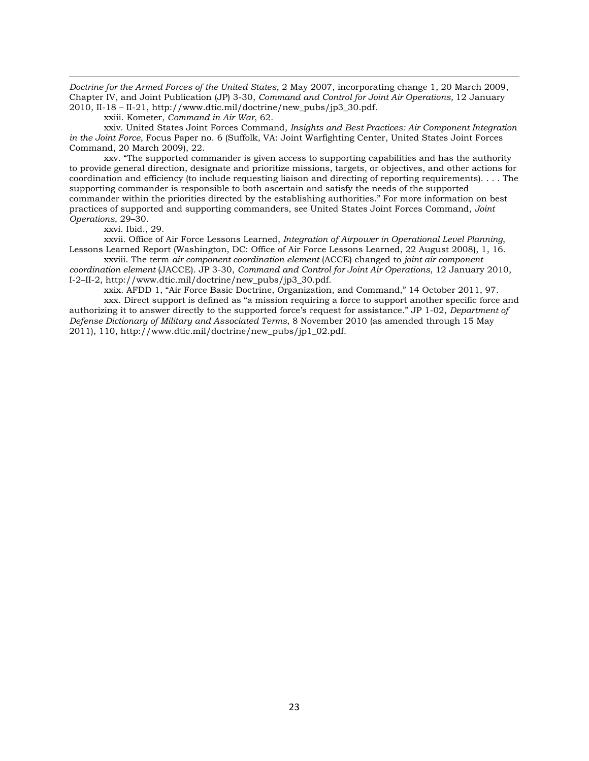*Doctrine for the Armed Forces of the United States*, 2 May 2007, incorporating change 1, 20 March 2009, Chapter IV, and Joint Publication (JP) 3-30, *Command and Control for Joint Air Operations,* 12 January 2010, II-18 – II-21, http://www.dtic.mil/doctrine/new_pubs/jp3_30.pdf.

xxiii. Kometer, *Command in Air War*, 62.

xxiv. United States Joint Forces Command, *Insights and Best Practices: Air Component Integration in the Joint Force*, Focus Paper no. 6 (Suffolk, VA: Joint Warfighting Center, United States Joint Forces Command, 20 March 2009), 22.

xxv. "The supported commander is given access to supporting capabilities and has the authority to provide general direction, designate and prioritize missions, targets, or objectives, and other actions for coordination and efficiency (to include requesting liaison and directing of reporting requirements). . . . The supporting commander is responsible to both ascertain and satisfy the needs of the supported commander within the priorities directed by the establishing authorities." For more information on best practices of supported and supporting commanders, see United States Joint Forces Command, *Joint Operations*, 29–30.

xxvi. Ibid., 29.

xxvii. Office of Air Force Lessons Learned, *Integration of Airpower in Operational Level Planning*, Lessons Learned Report (Washington, DC: Office of Air Force Lessons Learned, 22 August 2008), 1, 16.

xxviii. The term *air component coordination element* (ACCE) changed to *joint air component coordination element* (JACCE). JP 3-30, *Command and Control for Joint Air Operations*, 12 January 2010, I-2–II-2, http://www.dtic.mil/doctrine/new_pubs/jp3_30.pdf.

xxix. AFDD 1, "Air Force Basic Doctrine, Organization, and Command," 14 October 2011, 97.

xxx. Direct support is defined as "a mission requiring a force to support another specific force and authorizing it to answer directly to the supported force's request for assistance." JP 1-02, *Department of Defense Dictionary of Military and Associated Terms*, 8 November 2010 (as amended through 15 May 2011), 110, http://www.dtic.mil/doctrine/new_pubs/jp1_02.pdf.